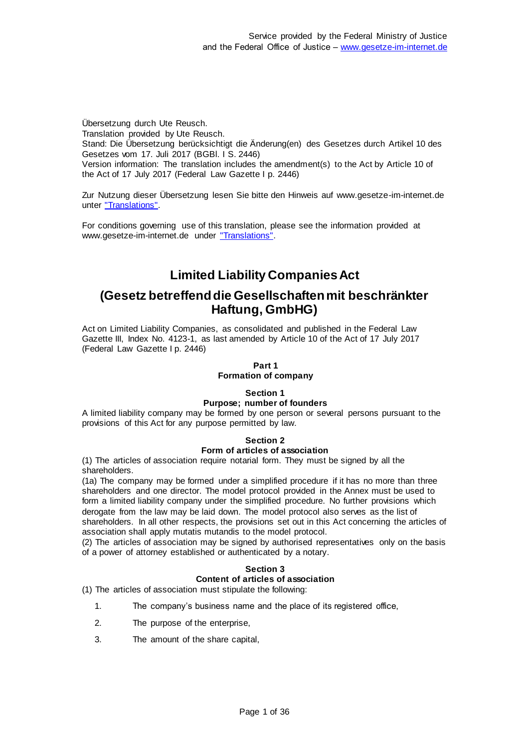Service provided by the Federal Ministry of Justice and the Federal Office of Justice – www.gesetze-im-internet.de

Übersetzung durch Ute Reusch.
Translation provided by Ute Reusch.
Stand: Die Übersetzung berücksichtigt die Änderung(en) des Gesetzes durch Artikel 10 des Gesetzes vom 17. Juli 2017 (BGBl. I S. 2446)
Version information: The translation includes the amendment(s) to the Act by Article 10 of the Act of 17 July 2017 (Federal Law Gazette I p. 2446)

Zur Nutzung dieser Übersetzung lesen Sie bitte den Hinweis auf www.gesetze-im-internet.de unter "Translations".

For conditions governing use of this translation, please see the information provided at www.gesetze-im-internet.de under "Translations".

# Limited Liability Companies Act

# (Gesetz betreffend die Gesellschaften mit beschränkter Haftung, GmbHG)

Act on Limited Liability Companies, as consolidated and published in the Federal Law Gazette III, Index No. 4123-1, as last amended by Article 10 of the Act of 17 July 2017 (Federal Law Gazette I p. 2446)

## Part 1
## Formation of company

### Section 1
### Purpose; number of founders

A limited liability company may be formed by one person or several persons pursuant to the provisions of this Act for any purpose permitted by law.

### Section 2
### Form of articles of association

(1) The articles of association require notarial form. They must be signed by all the shareholders.

(1a) The company may be formed under a simplified procedure if it has no more than three shareholders and one director. The model protocol provided in the Annex must be used to form a limited liability company under the simplified procedure. No further provisions which derogate from the law may be laid down. The model protocol also serves as the list of shareholders. In all other respects, the provisions set out in this Act concerning the articles of association shall apply mutatis mutandis to the model protocol.

(2) The articles of association may be signed by authorised representatives only on the basis of a power of attorney established or authenticated by a notary.

### Section 3
### Content of articles of association

(1) The articles of association must stipulate the following:

1. The company's business name and the place of its registered office,
2. The purpose of the enterprise,
3. The amount of the share capital,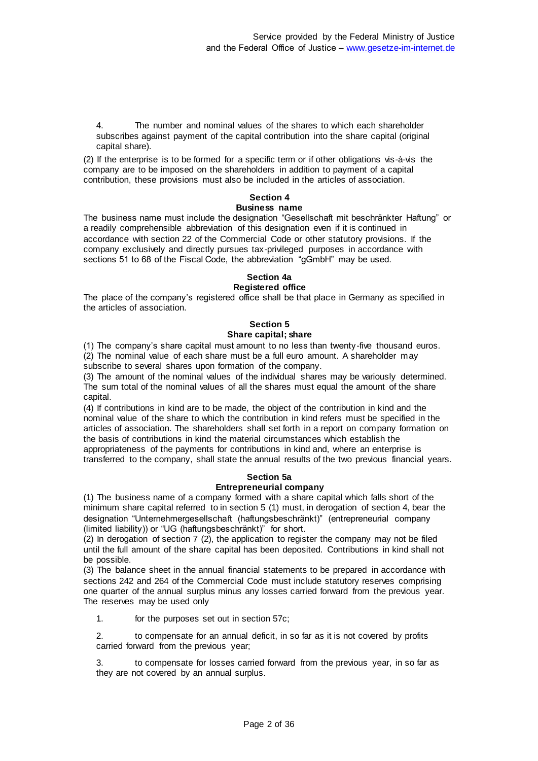4. The number and nominal values of the shares to which each shareholder subscribes against payment of the capital contribution into the share capital (original capital share).

(2) If the enterprise is to be formed for a specific term or if other obligations vis-à-vis the company are to be imposed on the shareholders in addition to payment of a capital contribution, these provisions must also be included in the articles of association.

**Section 4**
**Business name**

The business name must include the designation "Gesellschaft mit beschränkter Haftung" or a readily comprehensible abbreviation of this designation even if it is continued in accordance with section 22 of the Commercial Code or other statutory provisions. If the company exclusively and directly pursues tax-privileged purposes in accordance with sections 51 to 68 of the Fiscal Code, the abbreviation "gGmbH" may be used.

**Section 4a**
**Registered office**

The place of the company's registered office shall be that place in Germany as specified in the articles of association.

**Section 5**
**Share capital; share**

(1) The company's share capital must amount to no less than twenty-five thousand euros.
(2) The nominal value of each share must be a full euro amount. A shareholder may subscribe to several shares upon formation of the company.
(3) The amount of the nominal values of the individual shares may be variously determined. The sum total of the nominal values of all the shares must equal the amount of the share capital.
(4) If contributions in kind are to be made, the object of the contribution in kind and the nominal value of the share to which the contribution in kind refers must be specified in the articles of association. The shareholders shall set forth in a report on company formation on the basis of contributions in kind the material circumstances which establish the appropriateness of the payments for contributions in kind and, where an enterprise is transferred to the company, shall state the annual results of the two previous financial years.

**Section 5a**
**Entrepreneurial company**

(1) The business name of a company formed with a share capital which falls short of the minimum share capital referred to in section 5 (1) must, in derogation of section 4, bear the designation "Unternehmergesellschaft (haftungsbeschränkt)" (entrepreneurial company (limited liability)) or "UG (haftungsbeschränkt)" for short.
(2) In derogation of section 7 (2), the application to register the company may not be filed until the full amount of the share capital has been deposited. Contributions in kind shall not be possible.
(3) The balance sheet in the annual financial statements to be prepared in accordance with sections 242 and 264 of the Commercial Code must include statutory reserves comprising one quarter of the annual surplus minus any losses carried forward from the previous year. The reserves may be used only

1. for the purposes set out in section 57c;

2. to compensate for an annual deficit, in so far as it is not covered by profits carried forward from the previous year;

3. to compensate for losses carried forward from the previous year, in so far as they are not covered by an annual surplus.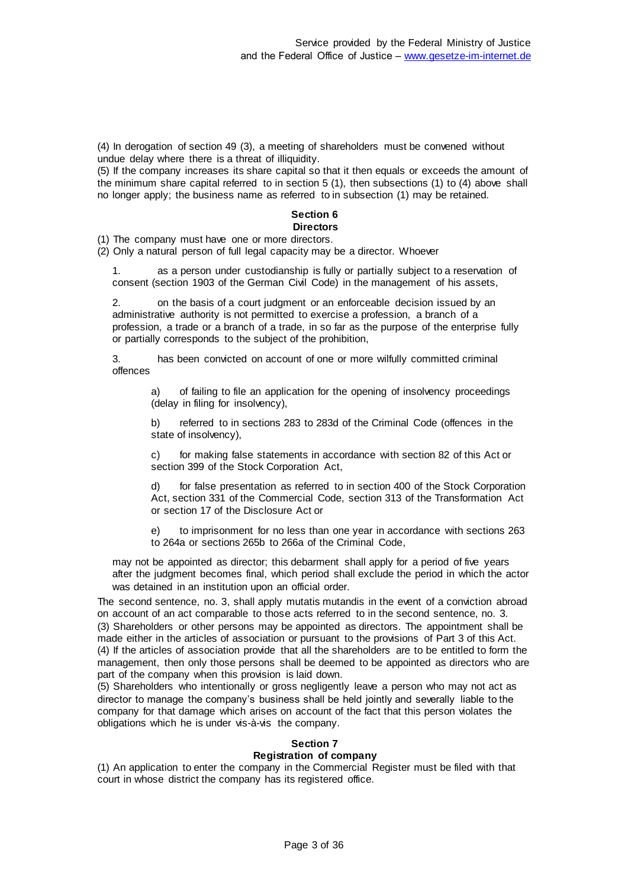(4) In derogation of section 49 (3), a meeting of shareholders must be convened without undue delay where there is a threat of illiquidity.
(5) If the company increases its share capital so that it then equals or exceeds the amount of the minimum share capital referred to in section 5 (1), then subsections (1) to (4) above shall no longer apply; the business name as referred to in subsection (1) may be retained.

## Section 6
## Directors

(1) The company must have one or more directors.
(2) Only a natural person of full legal capacity may be a director. Whoever

1. as a person under custodianship is fully or partially subject to a reservation of consent (section 1903 of the German Civil Code) in the management of his assets,

2. on the basis of a court judgment or an enforceable decision issued by an administrative authority is not permitted to exercise a profession, a branch of a profession, a trade or a branch of a trade, in so far as the purpose of the enterprise fully or partially corresponds to the subject of the prohibition,

3. has been convicted on account of one or more wilfully committed criminal offences

    a) of failing to file an application for the opening of insolvency proceedings (delay in filing for insolvency),

    b) referred to in sections 283 to 283d of the Criminal Code (offences in the state of insolvency),

    c) for making false statements in accordance with section 82 of this Act or section 399 of the Stock Corporation Act,

    d) for false presentation as referred to in section 400 of the Stock Corporation Act, section 331 of the Commercial Code, section 313 of the Transformation Act or section 17 of the Disclosure Act or

    e) to imprisonment for no less than one year in accordance with sections 263 to 264a or sections 265b to 266a of the Criminal Code,

may not be appointed as director; this debarment shall apply for a period of five years after the judgment becomes final, which period shall exclude the period in which the actor was detained in an institution upon an official order.

The second sentence, no. 3, shall apply mutatis mutandis in the event of a conviction abroad on account of an act comparable to those acts referred to in the second sentence, no. 3.
(3) Shareholders or other persons may be appointed as directors. The appointment shall be made either in the articles of association or pursuant to the provisions of Part 3 of this Act.
(4) If the articles of association provide that all the shareholders are to be entitled to form the management, then only those persons shall be deemed to be appointed as directors who are part of the company when this provision is laid down.
(5) Shareholders who intentionally or gross negligently leave a person who may not act as director to manage the company's business shall be held jointly and severally liable to the company for that damage which arises on account of the fact that this person violates the obligations which he is under vis-à-vis the company.

## Section 7
## Registration of company

(1) An application to enter the company in the Commercial Register must be filed with that court in whose district the company has its registered office.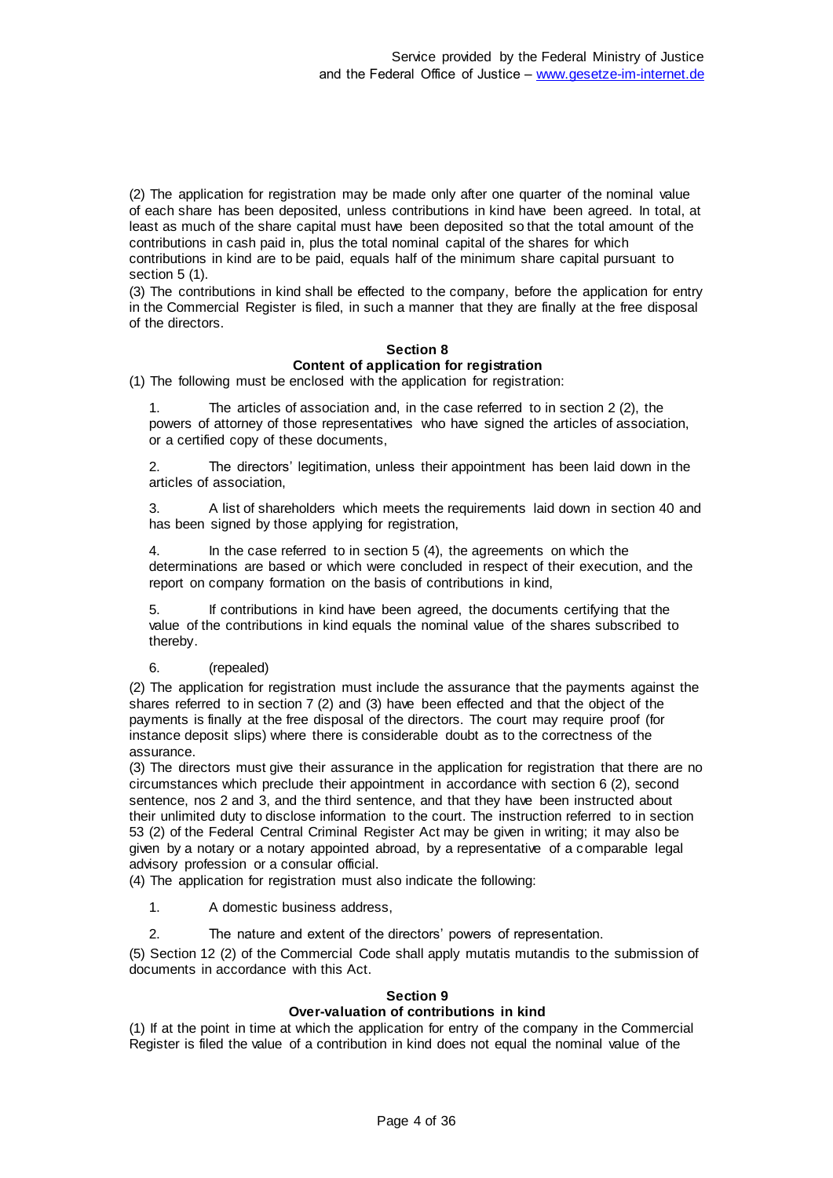(2) The application for registration may be made only after one quarter of the nominal value of each share has been deposited, unless contributions in kind have been agreed. In total, at least as much of the share capital must have been deposited so that the total amount of the contributions in cash paid in, plus the total nominal capital of the shares for which contributions in kind are to be paid, equals half of the minimum share capital pursuant to section 5 (1).

(3) The contributions in kind shall be effected to the company, before the application for entry in the Commercial Register is filed, in such a manner that they are finally at the free disposal of the directors.

#### Section 8
#### Content of application for registration

(1) The following must be enclosed with the application for registration:

1. The articles of association and, in the case referred to in section 2 (2), the powers of attorney of those representatives who have signed the articles of association, or a certified copy of these documents,

2. The directors' legitimation, unless their appointment has been laid down in the articles of association,

3. A list of shareholders which meets the requirements laid down in section 40 and has been signed by those applying for registration,

4. In the case referred to in section 5 (4), the agreements on which the determinations are based or which were concluded in respect of their execution, and the report on company formation on the basis of contributions in kind,

5. If contributions in kind have been agreed, the documents certifying that the value of the contributions in kind equals the nominal value of the shares subscribed to thereby.

6. (repealed)

(2) The application for registration must include the assurance that the payments against the shares referred to in section 7 (2) and (3) have been effected and that the object of the payments is finally at the free disposal of the directors. The court may require proof (for instance deposit slips) where there is considerable doubt as to the correctness of the assurance.

(3) The directors must give their assurance in the application for registration that there are no circumstances which preclude their appointment in accordance with section 6 (2), second sentence, nos 2 and 3, and the third sentence, and that they have been instructed about their unlimited duty to disclose information to the court. The instruction referred to in section 53 (2) of the Federal Central Criminal Register Act may be given in writing; it may also be given by a notary or a notary appointed abroad, by a representative of a comparable legal advisory profession or a consular official.

(4) The application for registration must also indicate the following:

1. A domestic business address,

2. The nature and extent of the directors' powers of representation.

(5) Section 12 (2) of the Commercial Code shall apply mutatis mutandis to the submission of documents in accordance with this Act.

#### Section 9
#### Over-valuation of contributions in kind

(1) If at the point in time at which the application for entry of the company in the Commercial Register is filed the value of a contribution in kind does not equal the nominal value of the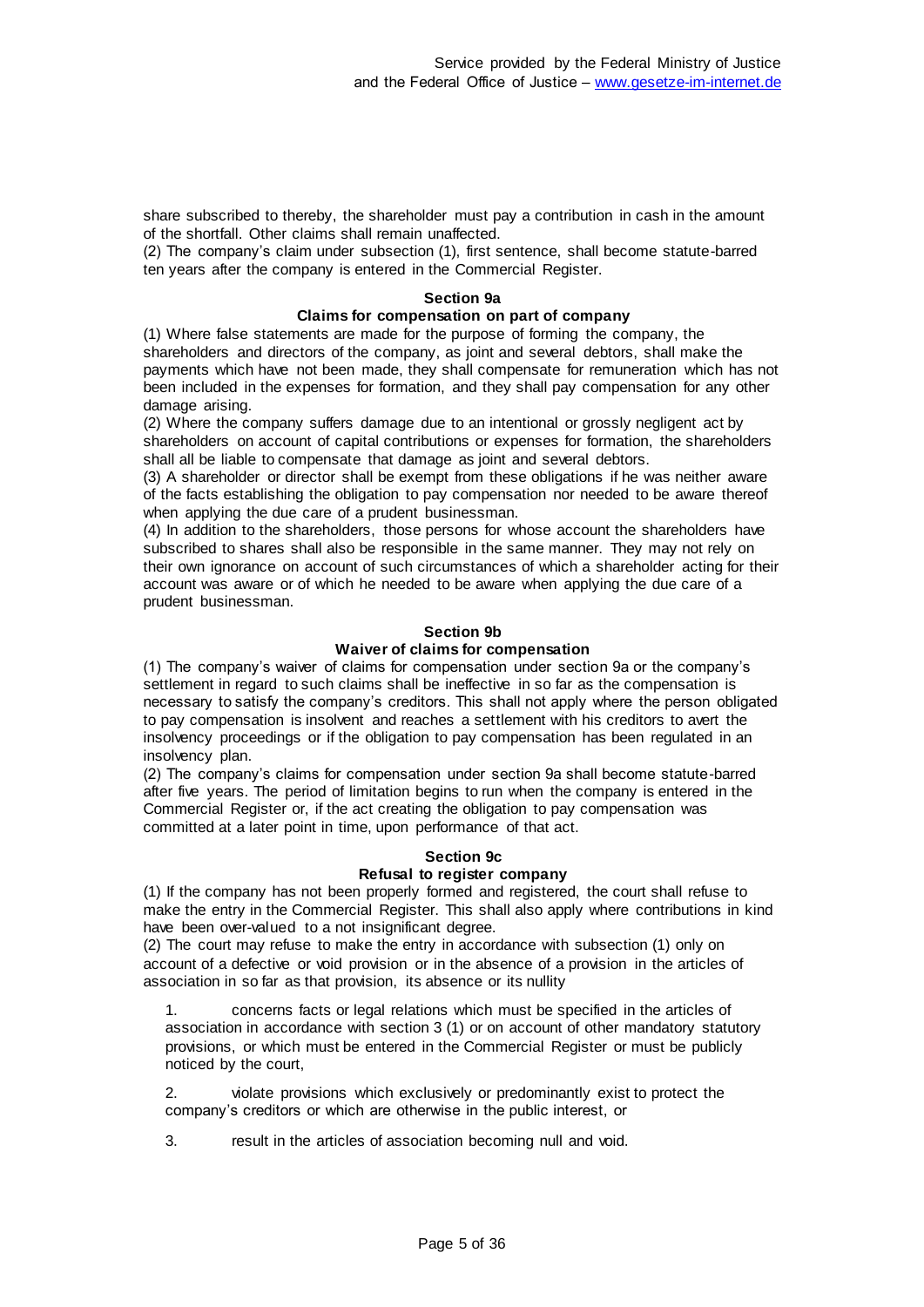share subscribed to thereby, the shareholder must pay a contribution in cash in the amount of the shortfall. Other claims shall remain unaffected.

(2) The company's claim under subsection (1), first sentence, shall become statute-barred ten years after the company is entered in the Commercial Register.

### Section 9a
### Claims for compensation on part of company

(1) Where false statements are made for the purpose of forming the company, the shareholders and directors of the company, as joint and several debtors, shall make the payments which have not been made, they shall compensate for remuneration which has not been included in the expenses for formation, and they shall pay compensation for any other damage arising.

(2) Where the company suffers damage due to an intentional or grossly negligent act by shareholders on account of capital contributions or expenses for formation, the shareholders shall all be liable to compensate that damage as joint and several debtors.

(3) A shareholder or director shall be exempt from these obligations if he was neither aware of the facts establishing the obligation to pay compensation nor needed to be aware thereof when applying the due care of a prudent businessman.

(4) In addition to the shareholders, those persons for whose account the shareholders have subscribed to shares shall also be responsible in the same manner. They may not rely on their own ignorance on account of such circumstances of which a shareholder acting for their account was aware or of which he needed to be aware when applying the due care of a prudent businessman.

### Section 9b
### Waiver of claims for compensation

(1) The company's waiver of claims for compensation under section 9a or the company's settlement in regard to such claims shall be ineffective in so far as the compensation is necessary to satisfy the company's creditors. This shall not apply where the person obligated to pay compensation is insolvent and reaches a settlement with his creditors to avert the insolvency proceedings or if the obligation to pay compensation has been regulated in an insolvency plan.

(2) The company's claims for compensation under section 9a shall become statute-barred after five years. The period of limitation begins to run when the company is entered in the Commercial Register or, if the act creating the obligation to pay compensation was committed at a later point in time, upon performance of that act.

### Section 9c
### Refusal to register company

(1) If the company has not been properly formed and registered, the court shall refuse to make the entry in the Commercial Register. This shall also apply where contributions in kind have been over-valued to a not insignificant degree.

(2) The court may refuse to make the entry in accordance with subsection (1) only on account of a defective or void provision or in the absence of a provision in the articles of association in so far as that provision, its absence or its nullity

1. concerns facts or legal relations which must be specified in the articles of association in accordance with section 3 (1) or on account of other mandatory statutory provisions, or which must be entered in the Commercial Register or must be publicly noticed by the court,

2. violate provisions which exclusively or predominantly exist to protect the company's creditors or which are otherwise in the public interest, or

3. result in the articles of association becoming null and void.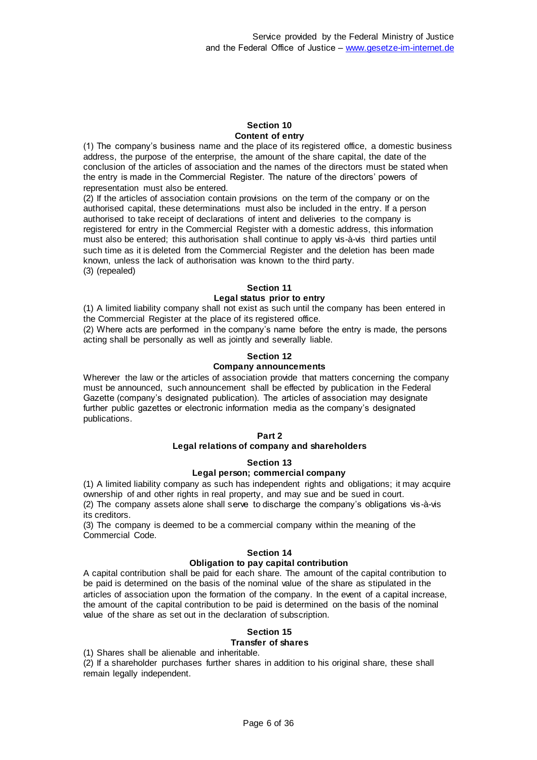### Section 10
### Content of entry

(1) The company's business name and the place of its registered office, a domestic business address, the purpose of the enterprise, the amount of the share capital, the date of the conclusion of the articles of association and the names of the directors must be stated when the entry is made in the Commercial Register. The nature of the directors' powers of representation must also be entered.

(2) If the articles of association contain provisions on the term of the company or on the authorised capital, these determinations must also be included in the entry. If a person authorised to take receipt of declarations of intent and deliveries to the company is registered for entry in the Commercial Register with a domestic address, this information must also be entered; this authorisation shall continue to apply vis-à-vis third parties until such time as it is deleted from the Commercial Register and the deletion has been made known, unless the lack of authorisation was known to the third party.

(3) (repealed)

### Section 11
### Legal status prior to entry

(1) A limited liability company shall not exist as such until the company has been entered in the Commercial Register at the place of its registered office.

(2) Where acts are performed in the company's name before the entry is made, the persons acting shall be personally as well as jointly and severally liable.

### Section 12
### Company announcements

Wherever the law or the articles of association provide that matters concerning the company must be announced, such announcement shall be effected by publication in the Federal Gazette (company's designated publication). The articles of association may designate further public gazettes or electronic information media as the company's designated publications.

## Part 2
## Legal relations of company and shareholders

### Section 13
### Legal person; commercial company

(1) A limited liability company as such has independent rights and obligations; it may acquire ownership of and other rights in real property, and may sue and be sued in court.

(2) The company assets alone shall serve to discharge the company's obligations vis-à-vis its creditors.

(3) The company is deemed to be a commercial company within the meaning of the Commercial Code.

### Section 14
### Obligation to pay capital contribution

A capital contribution shall be paid for each share. The amount of the capital contribution to be paid is determined on the basis of the nominal value of the share as stipulated in the articles of association upon the formation of the company. In the event of a capital increase, the amount of the capital contribution to be paid is determined on the basis of the nominal value of the share as set out in the declaration of subscription.

### Section 15
### Transfer of shares

(1) Shares shall be alienable and inheritable.

(2) If a shareholder purchases further shares in addition to his original share, these shall remain legally independent.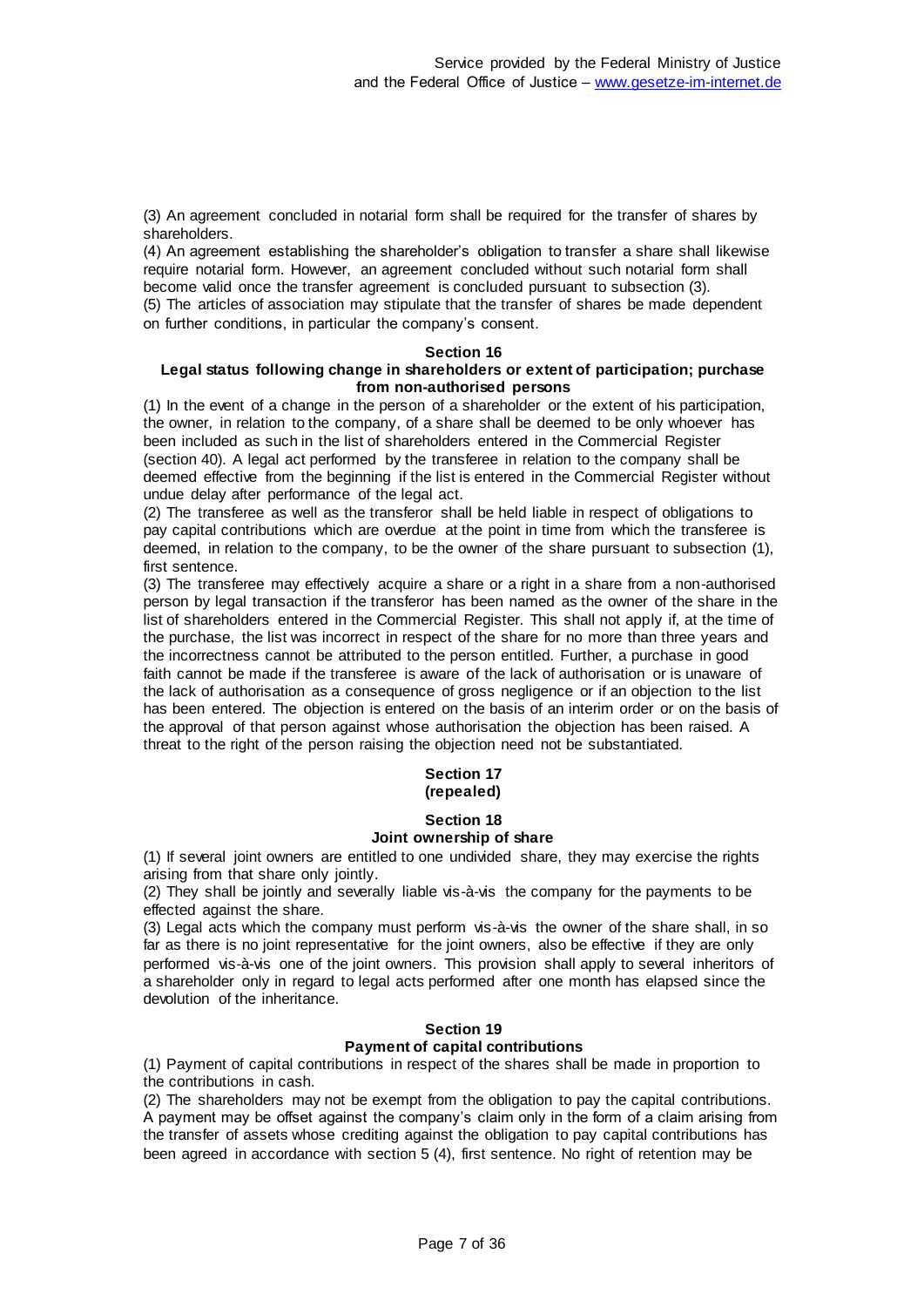(3) An agreement concluded in notarial form shall be required for the transfer of shares by shareholders.

(4) An agreement establishing the shareholder's obligation to transfer a share shall likewise require notarial form. However, an agreement concluded without such notarial form shall become valid once the transfer agreement is concluded pursuant to subsection (3).

(5) The articles of association may stipulate that the transfer of shares be made dependent on further conditions, in particular the company's consent.

### Section 16
### Legal status following change in shareholders or extent of participation; purchase from non-authorised persons

(1) In the event of a change in the person of a shareholder or the extent of his participation, the owner, in relation to the company, of a share shall be deemed to be only whoever has been included as such in the list of shareholders entered in the Commercial Register (section 40). A legal act performed by the transferee in relation to the company shall be deemed effective from the beginning if the list is entered in the Commercial Register without undue delay after performance of the legal act.

(2) The transferee as well as the transferor shall be held liable in respect of obligations to pay capital contributions which are overdue at the point in time from which the transferee is deemed, in relation to the company, to be the owner of the share pursuant to subsection (1), first sentence.

(3) The transferee may effectively acquire a share or a right in a share from a non-authorised person by legal transaction if the transferor has been named as the owner of the share in the list of shareholders entered in the Commercial Register. This shall not apply if, at the time of the purchase, the list was incorrect in respect of the share for no more than three years and the incorrectness cannot be attributed to the person entitled. Further, a purchase in good faith cannot be made if the transferee is aware of the lack of authorisation or is unaware of the lack of authorisation as a consequence of gross negligence or if an objection to the list has been entered. The objection is entered on the basis of an interim order or on the basis of the approval of that person against whose authorisation the objection has been raised. A threat to the right of the person raising the objection need not be substantiated.

### Section 17
### (repealed)

### Section 18
### Joint ownership of share

(1) If several joint owners are entitled to one undivided share, they may exercise the rights arising from that share only jointly.

(2) They shall be jointly and severally liable vis-à-vis the company for the payments to be effected against the share.

(3) Legal acts which the company must perform vis-à-vis the owner of the share shall, in so far as there is no joint representative for the joint owners, also be effective if they are only performed vis-à-vis one of the joint owners. This provision shall apply to several inheritors of a shareholder only in regard to legal acts performed after one month has elapsed since the devolution of the inheritance.

### Section 19
### Payment of capital contributions

(1) Payment of capital contributions in respect of the shares shall be made in proportion to the contributions in cash.

(2) The shareholders may not be exempt from the obligation to pay the capital contributions. A payment may be offset against the company's claim only in the form of a claim arising from the transfer of assets whose crediting against the obligation to pay capital contributions has been agreed in accordance with section 5 (4), first sentence. No right of retention may be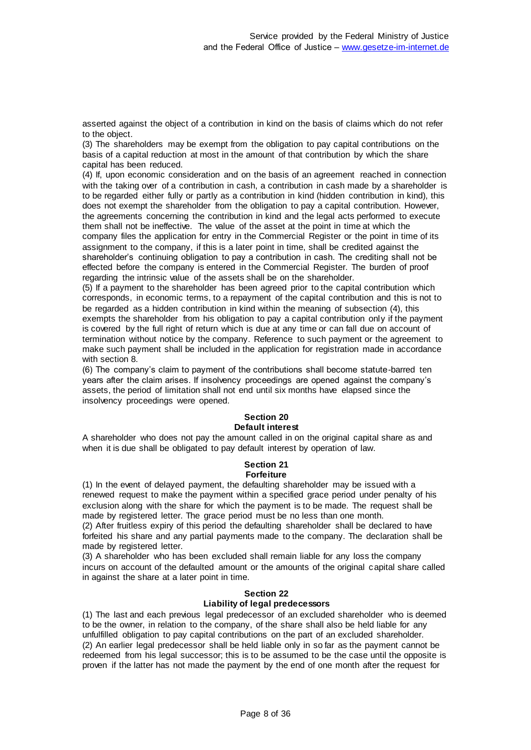asserted against the object of a contribution in kind on the basis of claims which do not refer to the object.

(3) The shareholders may be exempt from the obligation to pay capital contributions on the basis of a capital reduction at most in the amount of that contribution by which the share capital has been reduced.

(4) If, upon economic consideration and on the basis of an agreement reached in connection with the taking over of a contribution in cash, a contribution in cash made by a shareholder is to be regarded either fully or partly as a contribution in kind (hidden contribution in kind), this does not exempt the shareholder from the obligation to pay a capital contribution. However, the agreements concerning the contribution in kind and the legal acts performed to execute them shall not be ineffective. The value of the asset at the point in time at which the company files the application for entry in the Commercial Register or the point in time of its assignment to the company, if this is a later point in time, shall be credited against the shareholder's continuing obligation to pay a contribution in cash. The crediting shall not be effected before the company is entered in the Commercial Register. The burden of proof regarding the intrinsic value of the assets shall be on the shareholder.

(5) If a payment to the shareholder has been agreed prior to the capital contribution which corresponds, in economic terms, to a repayment of the capital contribution and this is not to be regarded as a hidden contribution in kind within the meaning of subsection (4), this exempts the shareholder from his obligation to pay a capital contribution only if the payment is covered by the full right of return which is due at any time or can fall due on account of termination without notice by the company. Reference to such payment or the agreement to make such payment shall be included in the application for registration made in accordance with section 8.

(6) The company's claim to payment of the contributions shall become statute-barred ten years after the claim arises. If insolvency proceedings are opened against the company's assets, the period of limitation shall not end until six months have elapsed since the insolvency proceedings were opened.

### Section 20
### Default interest

A shareholder who does not pay the amount called in on the original capital share as and when it is due shall be obligated to pay default interest by operation of law.

### Section 21
### Forfeiture

(1) In the event of delayed payment, the defaulting shareholder may be issued with a renewed request to make the payment within a specified grace period under penalty of his exclusion along with the share for which the payment is to be made. The request shall be made by registered letter. The grace period must be no less than one month.

(2) After fruitless expiry of this period the defaulting shareholder shall be declared to have forfeited his share and any partial payments made to the company. The declaration shall be made by registered letter.

(3) A shareholder who has been excluded shall remain liable for any loss the company incurs on account of the defaulted amount or the amounts of the original capital share called in against the share at a later point in time.

### Section 22
### Liability of legal predecessors

(1) The last and each previous legal predecessor of an excluded shareholder who is deemed to be the owner, in relation to the company, of the share shall also be held liable for any unfulfilled obligation to pay capital contributions on the part of an excluded shareholder.

(2) An earlier legal predecessor shall be held liable only in so far as the payment cannot be redeemed from his legal successor; this is to be assumed to be the case until the opposite is proven if the latter has not made the payment by the end of one month after the request for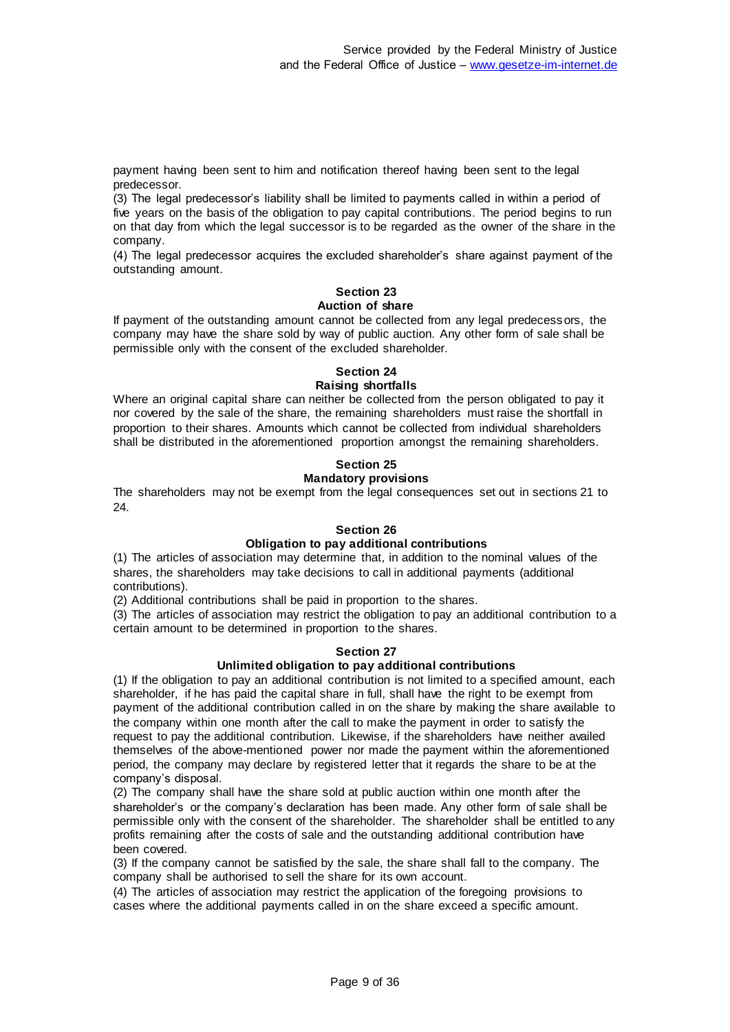payment having been sent to him and notification thereof having been sent to the legal predecessor.

(3) The legal predecessor's liability shall be limited to payments called in within a period of five years on the basis of the obligation to pay capital contributions. The period begins to run on that day from which the legal successor is to be regarded as the owner of the share in the company.

(4) The legal predecessor acquires the excluded shareholder's share against payment of the outstanding amount.

### Section 23
### Auction of share

If payment of the outstanding amount cannot be collected from any legal predecessors, the company may have the share sold by way of public auction. Any other form of sale shall be permissible only with the consent of the excluded shareholder.

### Section 24
### Raising shortfalls

Where an original capital share can neither be collected from the person obligated to pay it nor covered by the sale of the share, the remaining shareholders must raise the shortfall in proportion to their shares. Amounts which cannot be collected from individual shareholders shall be distributed in the aforementioned proportion amongst the remaining shareholders.

### Section 25
### Mandatory provisions

The shareholders may not be exempt from the legal consequences set out in sections 21 to 24.

### Section 26
### Obligation to pay additional contributions

(1) The articles of association may determine that, in addition to the nominal values of the shares, the shareholders may take decisions to call in additional payments (additional contributions).

(2) Additional contributions shall be paid in proportion to the shares.

(3) The articles of association may restrict the obligation to pay an additional contribution to a certain amount to be determined in proportion to the shares.

### Section 27
### Unlimited obligation to pay additional contributions

(1) If the obligation to pay an additional contribution is not limited to a specified amount, each shareholder, if he has paid the capital share in full, shall have the right to be exempt from payment of the additional contribution called in on the share by making the share available to the company within one month after the call to make the payment in order to satisfy the request to pay the additional contribution. Likewise, if the shareholders have neither availed themselves of the above-mentioned power nor made the payment within the aforementioned period, the company may declare by registered letter that it regards the share to be at the company's disposal.

(2) The company shall have the share sold at public auction within one month after the shareholder's or the company's declaration has been made. Any other form of sale shall be permissible only with the consent of the shareholder. The shareholder shall be entitled to any profits remaining after the costs of sale and the outstanding additional contribution have been covered.

(3) If the company cannot be satisfied by the sale, the share shall fall to the company. The company shall be authorised to sell the share for its own account.

(4) The articles of association may restrict the application of the foregoing provisions to cases where the additional payments called in on the share exceed a specific amount.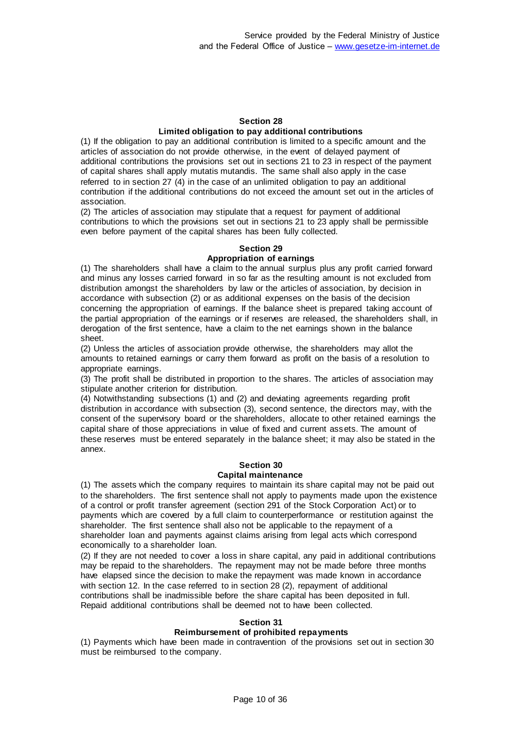### Section 28
### Limited obligation to pay additional contributions

(1) If the obligation to pay an additional contribution is limited to a specific amount and the articles of association do not provide otherwise, in the event of delayed payment of additional contributions the provisions set out in sections 21 to 23 in respect of the payment of capital shares shall apply mutatis mutandis. The same shall also apply in the case referred to in section 27 (4) in the case of an unlimited obligation to pay an additional contribution if the additional contributions do not exceed the amount set out in the articles of association.

(2) The articles of association may stipulate that a request for payment of additional contributions to which the provisions set out in sections 21 to 23 apply shall be permissible even before payment of the capital shares has been fully collected.

### Section 29
### Appropriation of earnings

(1) The shareholders shall have a claim to the annual surplus plus any profit carried forward and minus any losses carried forward in so far as the resulting amount is not excluded from distribution amongst the shareholders by law or the articles of association, by decision in accordance with subsection (2) or as additional expenses on the basis of the decision concerning the appropriation of earnings. If the balance sheet is prepared taking account of the partial appropriation of the earnings or if reserves are released, the shareholders shall, in derogation of the first sentence, have a claim to the net earnings shown in the balance sheet.

(2) Unless the articles of association provide otherwise, the shareholders may allot the amounts to retained earnings or carry them forward as profit on the basis of a resolution to appropriate earnings.

(3) The profit shall be distributed in proportion to the shares. The articles of association may stipulate another criterion for distribution.

(4) Notwithstanding subsections (1) and (2) and deviating agreements regarding profit distribution in accordance with subsection (3), second sentence, the directors may, with the consent of the supervisory board or the shareholders, allocate to other retained earnings the capital share of those appreciations in value of fixed and current assets. The amount of these reserves must be entered separately in the balance sheet; it may also be stated in the annex.

### Section 30
### Capital maintenance

(1) The assets which the company requires to maintain its share capital may not be paid out to the shareholders. The first sentence shall not apply to payments made upon the existence of a control or profit transfer agreement (section 291 of the Stock Corporation Act) or to payments which are covered by a full claim to counterperformance or restitution against the shareholder. The first sentence shall also not be applicable to the repayment of a shareholder loan and payments against claims arising from legal acts which correspond economically to a shareholder loan.

(2) If they are not needed to cover a loss in share capital, any paid in additional contributions may be repaid to the shareholders. The repayment may not be made before three months have elapsed since the decision to make the repayment was made known in accordance with section 12. In the case referred to in section 28 (2), repayment of additional contributions shall be inadmissible before the share capital has been deposited in full. Repaid additional contributions shall be deemed not to have been collected.

### Section 31
### Reimbursement of prohibited repayments

(1) Payments which have been made in contravention of the provisions set out in section 30 must be reimbursed to the company.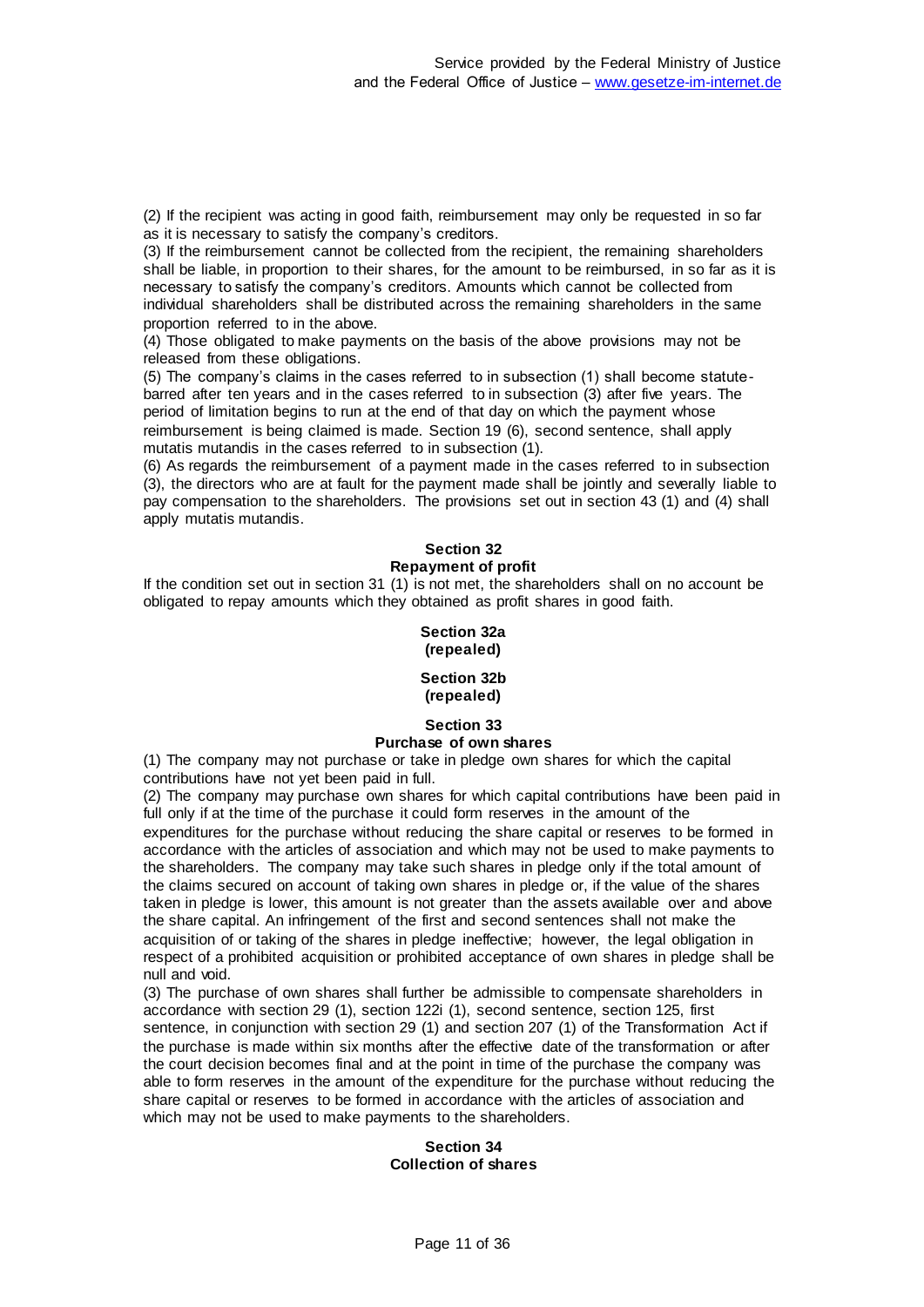(2) If the recipient was acting in good faith, reimbursement may only be requested in so far as it is necessary to satisfy the company's creditors.

(3) If the reimbursement cannot be collected from the recipient, the remaining shareholders shall be liable, in proportion to their shares, for the amount to be reimbursed, in so far as it is necessary to satisfy the company's creditors. Amounts which cannot be collected from individual shareholders shall be distributed across the remaining shareholders in the same proportion referred to in the above.

(4) Those obligated to make payments on the basis of the above provisions may not be released from these obligations.

(5) The company's claims in the cases referred to in subsection (1) shall become statute-barred after ten years and in the cases referred to in subsection (3) after five years. The period of limitation begins to run at the end of that day on which the payment whose reimbursement is being claimed is made. Section 19 (6), second sentence, shall apply mutatis mutandis in the cases referred to in subsection (1).

(6) As regards the reimbursement of a payment made in the cases referred to in subsection (3), the directors who are at fault for the payment made shall be jointly and severally liable to pay compensation to the shareholders. The provisions set out in section 43 (1) and (4) shall apply mutatis mutandis.

### Section 32
### Repayment of profit

If the condition set out in section 31 (1) is not met, the shareholders shall on no account be obligated to repay amounts which they obtained as profit shares in good faith.

### Section 32a
### (repealed)

### Section 32b
### (repealed)

### Section 33
### Purchase of own shares

(1) The company may not purchase or take in pledge own shares for which the capital contributions have not yet been paid in full.

(2) The company may purchase own shares for which capital contributions have been paid in full only if at the time of the purchase it could form reserves in the amount of the expenditures for the purchase without reducing the share capital or reserves to be formed in accordance with the articles of association and which may not be used to make payments to the shareholders. The company may take such shares in pledge only if the total amount of the claims secured on account of taking own shares in pledge or, if the value of the shares taken in pledge is lower, this amount is not greater than the assets available over and above the share capital. An infringement of the first and second sentences shall not make the acquisition of or taking of the shares in pledge ineffective; however, the legal obligation in respect of a prohibited acquisition or prohibited acceptance of own shares in pledge shall be null and void.

(3) The purchase of own shares shall further be admissible to compensate shareholders in accordance with section 29 (1), section 122i (1), second sentence, section 125, first sentence, in conjunction with section 29 (1) and section 207 (1) of the Transformation Act if the purchase is made within six months after the effective date of the transformation or after the court decision becomes final and at the point in time of the purchase the company was able to form reserves in the amount of the expenditure for the purchase without reducing the share capital or reserves to be formed in accordance with the articles of association and which may not be used to make payments to the shareholders.

### Section 34
### Collection of shares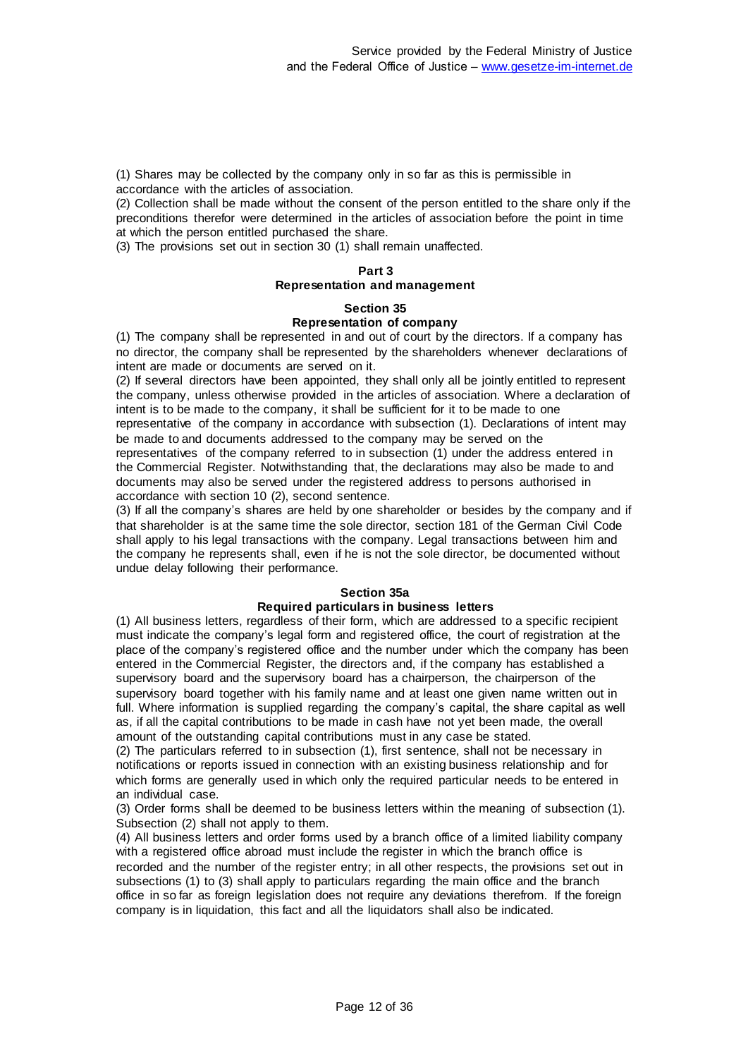(1) Shares may be collected by the company only in so far as this is permissible in accordance with the articles of association.
(2) Collection shall be made without the consent of the person entitled to the share only if the preconditions therefor were determined in the articles of association before the point in time at which the person entitled purchased the share.
(3) The provisions set out in section 30 (1) shall remain unaffected.

## Part 3
## Representation and management

### Section 35
### Representation of company

(1) The company shall be represented in and out of court by the directors. If a company has no director, the company shall be represented by the shareholders whenever declarations of intent are made or documents are served on it.
(2) If several directors have been appointed, they shall only all be jointly entitled to represent the company, unless otherwise provided in the articles of association. Where a declaration of intent is to be made to the company, it shall be sufficient for it to be made to one representative of the company in accordance with subsection (1). Declarations of intent may be made to and documents addressed to the company may be served on the representatives of the company referred to in subsection (1) under the address entered in the Commercial Register. Notwithstanding that, the declarations may also be made to and documents may also be served under the registered address to persons authorised in accordance with section 10 (2), second sentence.
(3) If all the company's shares are held by one shareholder or besides by the company and if that shareholder is at the same time the sole director, section 181 of the German Civil Code shall apply to his legal transactions with the company. Legal transactions between him and the company he represents shall, even if he is not the sole director, be documented without undue delay following their performance.

### Section 35a
### Required particulars in business letters

(1) All business letters, regardless of their form, which are addressed to a specific recipient must indicate the company's legal form and registered office, the court of registration at the place of the company's registered office and the number under which the company has been entered in the Commercial Register, the directors and, if the company has established a supervisory board and the supervisory board has a chairperson, the chairperson of the supervisory board together with his family name and at least one given name written out in full. Where information is supplied regarding the company's capital, the share capital as well as, if all the capital contributions to be made in cash have not yet been made, the overall amount of the outstanding capital contributions must in any case be stated.
(2) The particulars referred to in subsection (1), first sentence, shall not be necessary in notifications or reports issued in connection with an existing business relationship and for which forms are generally used in which only the required particular needs to be entered in an individual case.
(3) Order forms shall be deemed to be business letters within the meaning of subsection (1). Subsection (2) shall not apply to them.
(4) All business letters and order forms used by a branch office of a limited liability company with a registered office abroad must include the register in which the branch office is recorded and the number of the register entry; in all other respects, the provisions set out in subsections (1) to (3) shall apply to particulars regarding the main office and the branch office in so far as foreign legislation does not require any deviations therefrom. If the foreign company is in liquidation, this fact and all the liquidators shall also be indicated.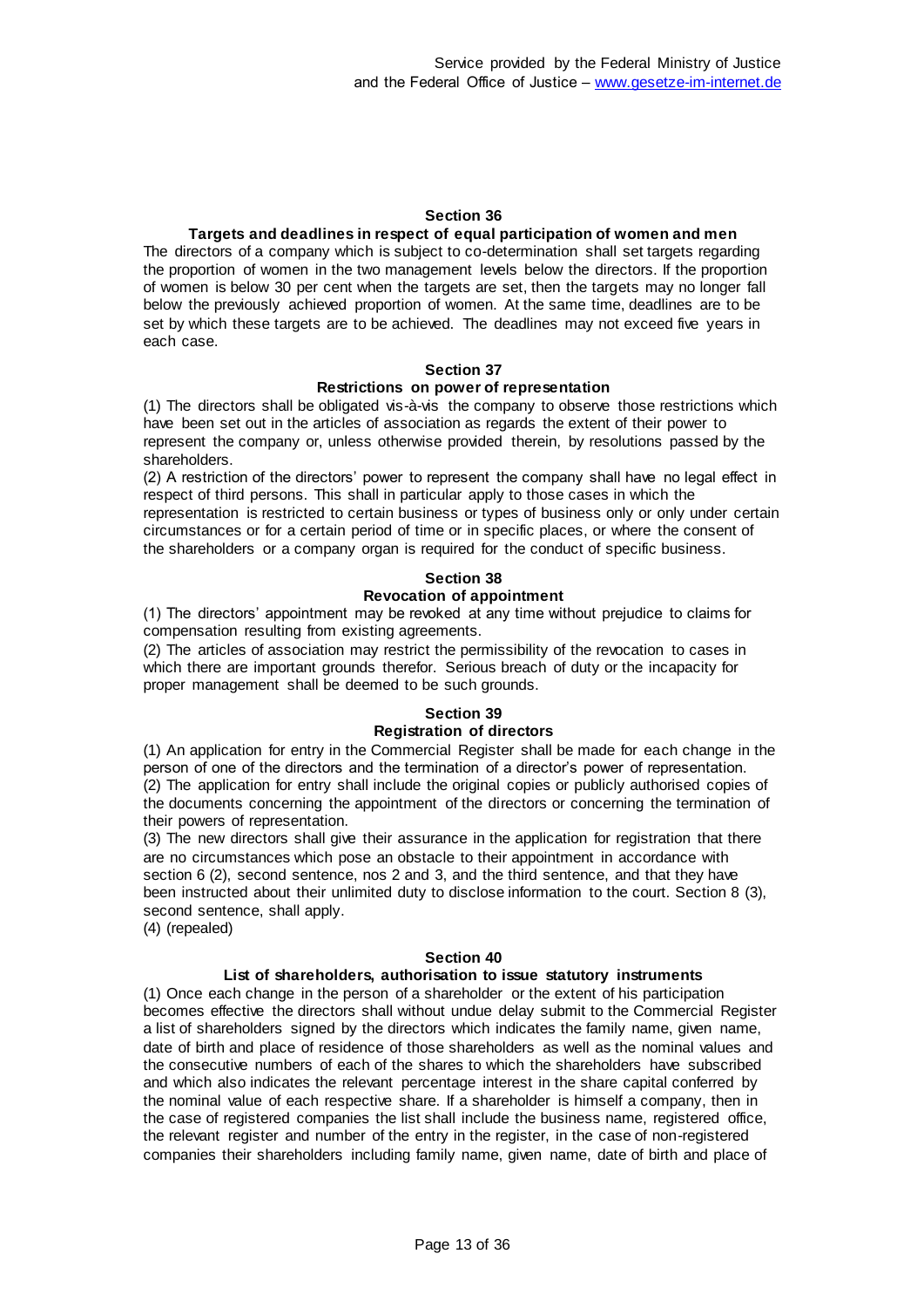### Section 36

### Targets and deadlines in respect of equal participation of women and men

The directors of a company which is subject to co-determination shall set targets regarding the proportion of women in the two management levels below the directors. If the proportion of women is below 30 per cent when the targets are set, then the targets may no longer fall below the previously achieved proportion of women. At the same time, deadlines are to be set by which these targets are to be achieved. The deadlines may not exceed five years in each case.

### Section 37

### Restrictions on power of representation

(1) The directors shall be obligated vis-à-vis the company to observe those restrictions which have been set out in the articles of association as regards the extent of their power to represent the company or, unless otherwise provided therein, by resolutions passed by the shareholders.

(2) A restriction of the directors' power to represent the company shall have no legal effect in respect of third persons. This shall in particular apply to those cases in which the representation is restricted to certain business or types of business only or only under certain circumstances or for a certain period of time or in specific places, or where the consent of the shareholders or a company organ is required for the conduct of specific business.

### Section 38

### Revocation of appointment

(1) The directors' appointment may be revoked at any time without prejudice to claims for compensation resulting from existing agreements.

(2) The articles of association may restrict the permissibility of the revocation to cases in which there are important grounds therefor. Serious breach of duty or the incapacity for proper management shall be deemed to be such grounds.

### Section 39

### Registration of directors

(1) An application for entry in the Commercial Register shall be made for each change in the person of one of the directors and the termination of a director's power of representation.

(2) The application for entry shall include the original copies or publicly authorised copies of the documents concerning the appointment of the directors or concerning the termination of their powers of representation.

(3) The new directors shall give their assurance in the application for registration that there are no circumstances which pose an obstacle to their appointment in accordance with section 6 (2), second sentence, nos 2 and 3, and the third sentence, and that they have been instructed about their unlimited duty to disclose information to the court. Section 8 (3), second sentence, shall apply.

(4) (repealed)

### Section 40

### List of shareholders, authorisation to issue statutory instruments

(1) Once each change in the person of a shareholder or the extent of his participation becomes effective the directors shall without undue delay submit to the Commercial Register a list of shareholders signed by the directors which indicates the family name, given name, date of birth and place of residence of those shareholders as well as the nominal values and the consecutive numbers of each of the shares to which the shareholders have subscribed and which also indicates the relevant percentage interest in the share capital conferred by the nominal value of each respective share. If a shareholder is himself a company, then in the case of registered companies the list shall include the business name, registered office, the relevant register and number of the entry in the register, in the case of non-registered companies their shareholders including family name, given name, date of birth and place of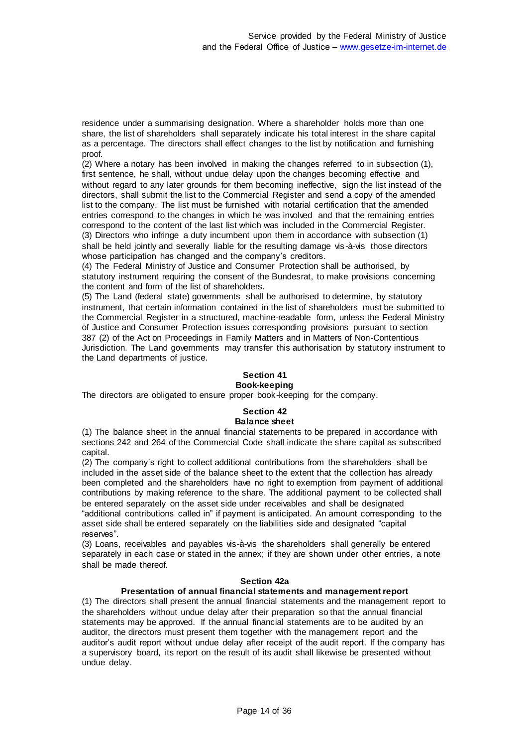residence under a summarising designation. Where a shareholder holds more than one share, the list of shareholders shall separately indicate his total interest in the share capital as a percentage. The directors shall effect changes to the list by notification and furnishing proof.

(2) Where a notary has been involved in making the changes referred to in subsection (1), first sentence, he shall, without undue delay upon the changes becoming effective and without regard to any later grounds for them becoming ineffective, sign the list instead of the directors, shall submit the list to the Commercial Register and send a copy of the amended list to the company. The list must be furnished with notarial certification that the amended entries correspond to the changes in which he was involved and that the remaining entries correspond to the content of the last list which was included in the Commercial Register.

(3) Directors who infringe a duty incumbent upon them in accordance with subsection (1) shall be held jointly and severally liable for the resulting damage vis-à-vis those directors whose participation has changed and the company's creditors.

(4) The Federal Ministry of Justice and Consumer Protection shall be authorised, by statutory instrument requiring the consent of the Bundesrat, to make provisions concerning the content and form of the list of shareholders.

(5) The Land (federal state) governments shall be authorised to determine, by statutory instrument, that certain information contained in the list of shareholders must be submitted to the Commercial Register in a structured, machine-readable form, unless the Federal Ministry of Justice and Consumer Protection issues corresponding provisions pursuant to section 387 (2) of the Act on Proceedings in Family Matters and in Matters of Non-Contentious Jurisdiction. The Land governments may transfer this authorisation by statutory instrument to the Land departments of justice.

## Section 41
### Book-keeping

The directors are obligated to ensure proper book-keeping for the company.

## Section 42
### Balance sheet

(1) The balance sheet in the annual financial statements to be prepared in accordance with sections 242 and 264 of the Commercial Code shall indicate the share capital as subscribed capital.

(2) The company's right to collect additional contributions from the shareholders shall be included in the asset side of the balance sheet to the extent that the collection has already been completed and the shareholders have no right to exemption from payment of additional contributions by making reference to the share. The additional payment to be collected shall be entered separately on the asset side under receivables and shall be designated "additional contributions called in" if payment is anticipated. An amount corresponding to the asset side shall be entered separately on the liabilities side and designated "capital reserves".

(3) Loans, receivables and payables vis-à-vis the shareholders shall generally be entered separately in each case or stated in the annex; if they are shown under other entries, a note shall be made thereof.

## Section 42a
### Presentation of annual financial statements and management report

(1) The directors shall present the annual financial statements and the management report to the shareholders without undue delay after their preparation so that the annual financial statements may be approved. If the annual financial statements are to be audited by an auditor, the directors must present them together with the management report and the auditor's audit report without undue delay after receipt of the audit report. If the company has a supervisory board, its report on the result of its audit shall likewise be presented without undue delay.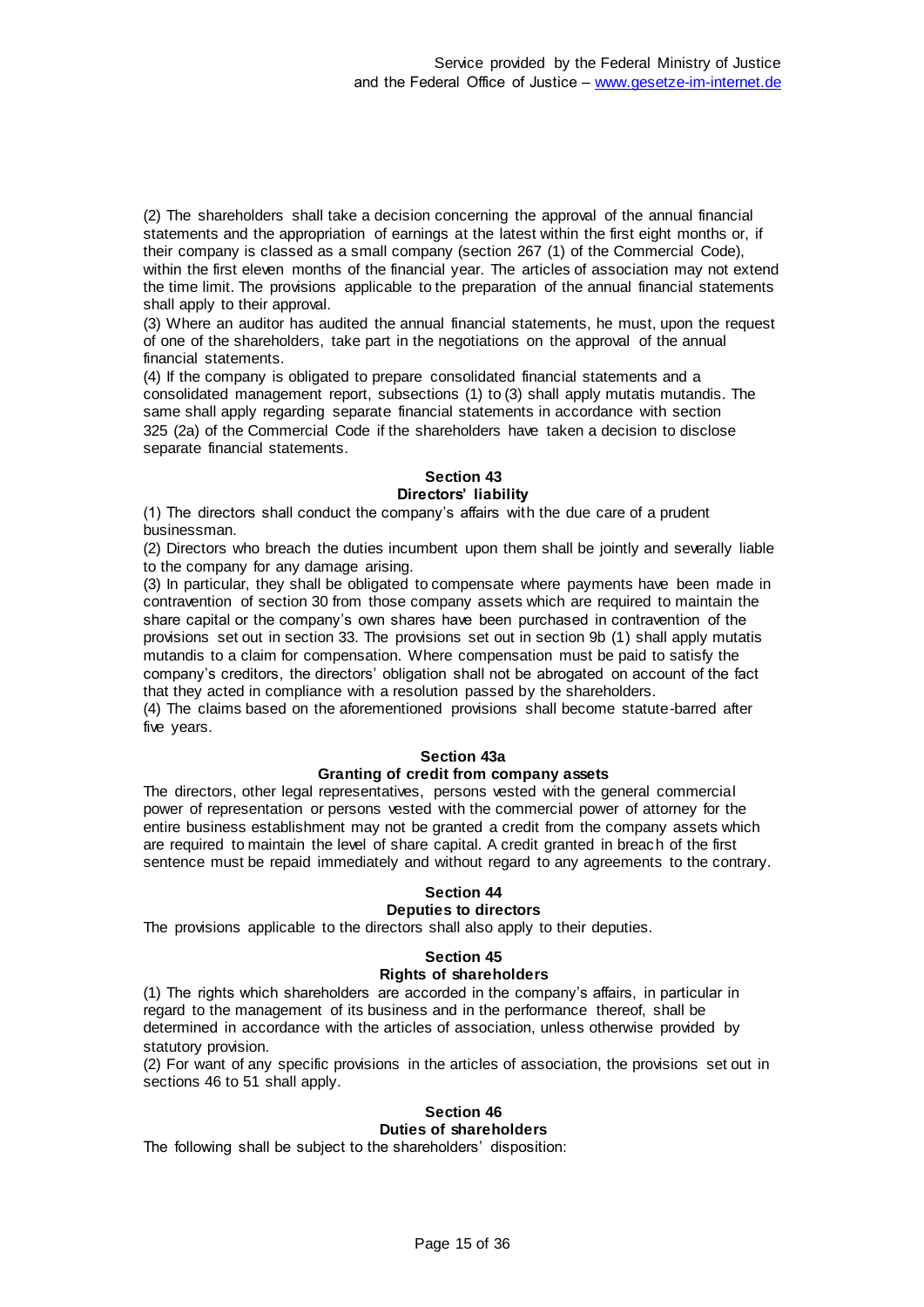(2) The shareholders shall take a decision concerning the approval of the annual financial statements and the appropriation of earnings at the latest within the first eight months or, if their company is classed as a small company (section 267 (1) of the Commercial Code), within the first eleven months of the financial year. The articles of association may not extend the time limit. The provisions applicable to the preparation of the annual financial statements shall apply to their approval.

(3) Where an auditor has audited the annual financial statements, he must, upon the request of one of the shareholders, take part in the negotiations on the approval of the annual financial statements.

(4) If the company is obligated to prepare consolidated financial statements and a consolidated management report, subsections (1) to (3) shall apply mutatis mutandis. The same shall apply regarding separate financial statements in accordance with section 325 (2a) of the Commercial Code if the shareholders have taken a decision to disclose separate financial statements.

## Section 43
## Directors' liability

(1) The directors shall conduct the company's affairs with the due care of a prudent businessman.

(2) Directors who breach the duties incumbent upon them shall be jointly and severally liable to the company for any damage arising.

(3) In particular, they shall be obligated to compensate where payments have been made in contravention of section 30 from those company assets which are required to maintain the share capital or the company's own shares have been purchased in contravention of the provisions set out in section 33. The provisions set out in section 9b (1) shall apply mutatis mutandis to a claim for compensation. Where compensation must be paid to satisfy the company's creditors, the directors' obligation shall not be abrogated on account of the fact that they acted in compliance with a resolution passed by the shareholders.

(4) The claims based on the aforementioned provisions shall become statute-barred after five years.

## Section 43a
## Granting of credit from company assets

The directors, other legal representatives, persons vested with the general commercial power of representation or persons vested with the commercial power of attorney for the entire business establishment may not be granted a credit from the company assets which are required to maintain the level of share capital. A credit granted in breach of the first sentence must be repaid immediately and without regard to any agreements to the contrary.

## Section 44
## Deputies to directors

The provisions applicable to the directors shall also apply to their deputies.

## Section 45
## Rights of shareholders

(1) The rights which shareholders are accorded in the company's affairs, in particular in regard to the management of its business and in the performance thereof, shall be determined in accordance with the articles of association, unless otherwise provided by statutory provision.

(2) For want of any specific provisions in the articles of association, the provisions set out in sections 46 to 51 shall apply.

## Section 46
## Duties of shareholders

The following shall be subject to the shareholders' disposition: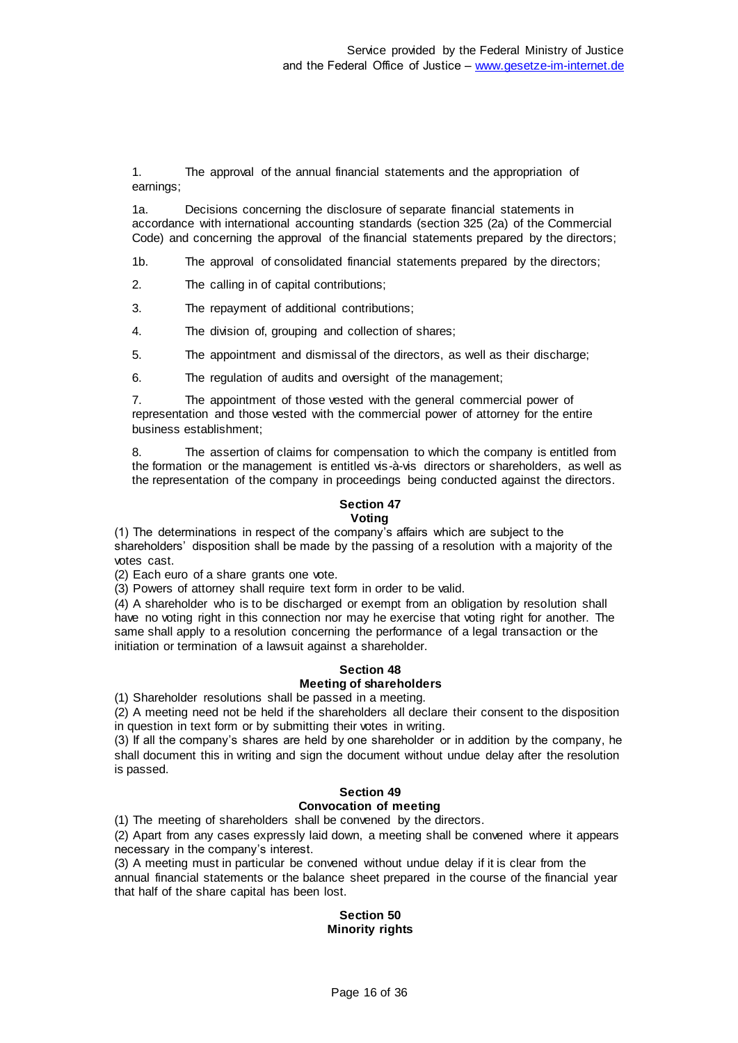1. The approval of the annual financial statements and the appropriation of earnings;

1a. Decisions concerning the disclosure of separate financial statements in accordance with international accounting standards (section 325 (2a) of the Commercial Code) and concerning the approval of the financial statements prepared by the directors;

1b. The approval of consolidated financial statements prepared by the directors;

2. The calling in of capital contributions;

3. The repayment of additional contributions;

4. The division of, grouping and collection of shares;

5. The appointment and dismissal of the directors, as well as their discharge;

6. The regulation of audits and oversight of the management;

7. The appointment of those vested with the general commercial power of representation and those vested with the commercial power of attorney for the entire business establishment;

8. The assertion of claims for compensation to which the company is entitled from the formation or the management is entitled vis-à-vis directors or shareholders, as well as the representation of the company in proceedings being conducted against the directors.

## Section 47
## Voting

(1) The determinations in respect of the company's affairs which are subject to the shareholders' disposition shall be made by the passing of a resolution with a majority of the votes cast.
(2) Each euro of a share grants one vote.
(3) Powers of attorney shall require text form in order to be valid.
(4) A shareholder who is to be discharged or exempt from an obligation by resolution shall have no voting right in this connection nor may he exercise that voting right for another. The same shall apply to a resolution concerning the performance of a legal transaction or the initiation or termination of a lawsuit against a shareholder.

## Section 48
## Meeting of shareholders

(1) Shareholder resolutions shall be passed in a meeting.
(2) A meeting need not be held if the shareholders all declare their consent to the disposition in question in text form or by submitting their votes in writing.
(3) If all the company's shares are held by one shareholder or in addition by the company, he shall document this in writing and sign the document without undue delay after the resolution is passed.

## Section 49
## Convocation of meeting

(1) The meeting of shareholders shall be convened by the directors.
(2) Apart from any cases expressly laid down, a meeting shall be convened where it appears necessary in the company's interest.
(3) A meeting must in particular be convened without undue delay if it is clear from the annual financial statements or the balance sheet prepared in the course of the financial year that half of the share capital has been lost.

## Section 50
## Minority rights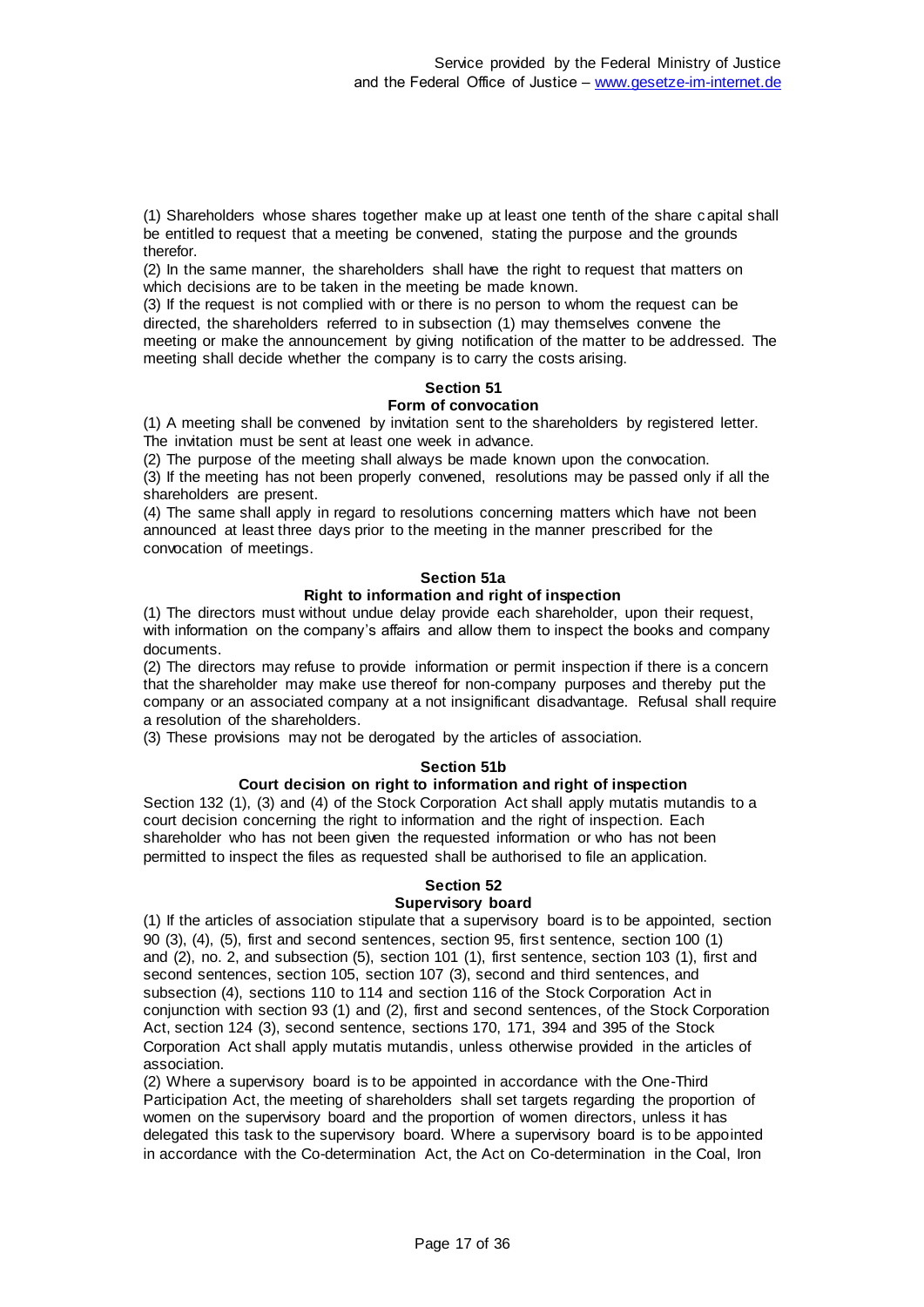(1) Shareholders whose shares together make up at least one tenth of the share capital shall be entitled to request that a meeting be convened, stating the purpose and the grounds therefor.

(2) In the same manner, the shareholders shall have the right to request that matters on which decisions are to be taken in the meeting be made known.

(3) If the request is not complied with or there is no person to whom the request can be directed, the shareholders referred to in subsection (1) may themselves convene the meeting or make the announcement by giving notification of the matter to be addressed. The meeting shall decide whether the company is to carry the costs arising.

### Section 51
### Form of convocation

(1) A meeting shall be convened by invitation sent to the shareholders by registered letter. The invitation must be sent at least one week in advance.

(2) The purpose of the meeting shall always be made known upon the convocation.

(3) If the meeting has not been properly convened, resolutions may be passed only if all the shareholders are present.

(4) The same shall apply in regard to resolutions concerning matters which have not been announced at least three days prior to the meeting in the manner prescribed for the convocation of meetings.

### Section 51a
### Right to information and right of inspection

(1) The directors must without undue delay provide each shareholder, upon their request, with information on the company's affairs and allow them to inspect the books and company documents.

(2) The directors may refuse to provide information or permit inspection if there is a concern that the shareholder may make use thereof for non-company purposes and thereby put the company or an associated company at a not insignificant disadvantage. Refusal shall require a resolution of the shareholders.

(3) These provisions may not be derogated by the articles of association.

### Section 51b
### Court decision on right to information and right of inspection

Section 132 (1), (3) and (4) of the Stock Corporation Act shall apply mutatis mutandis to a court decision concerning the right to information and the right of inspection. Each shareholder who has not been given the requested information or who has not been permitted to inspect the files as requested shall be authorised to file an application.

### Section 52
### Supervisory board

(1) If the articles of association stipulate that a supervisory board is to be appointed, section 90 (3), (4), (5), first and second sentences, section 95, first sentence, section 100 (1) and (2), no. 2, and subsection (5), section 101 (1), first sentence, section 103 (1), first and second sentences, section 105, section 107 (3), second and third sentences, and subsection (4), sections 110 to 114 and section 116 of the Stock Corporation Act in conjunction with section 93 (1) and (2), first and second sentences, of the Stock Corporation Act, section 124 (3), second sentence, sections 170, 171, 394 and 395 of the Stock Corporation Act shall apply mutatis mutandis, unless otherwise provided in the articles of association.

(2) Where a supervisory board is to be appointed in accordance with the One-Third Participation Act, the meeting of shareholders shall set targets regarding the proportion of women on the supervisory board and the proportion of women directors, unless it has delegated this task to the supervisory board. Where a supervisory board is to be appointed in accordance with the Co-determination Act, the Act on Co-determination in the Coal, Iron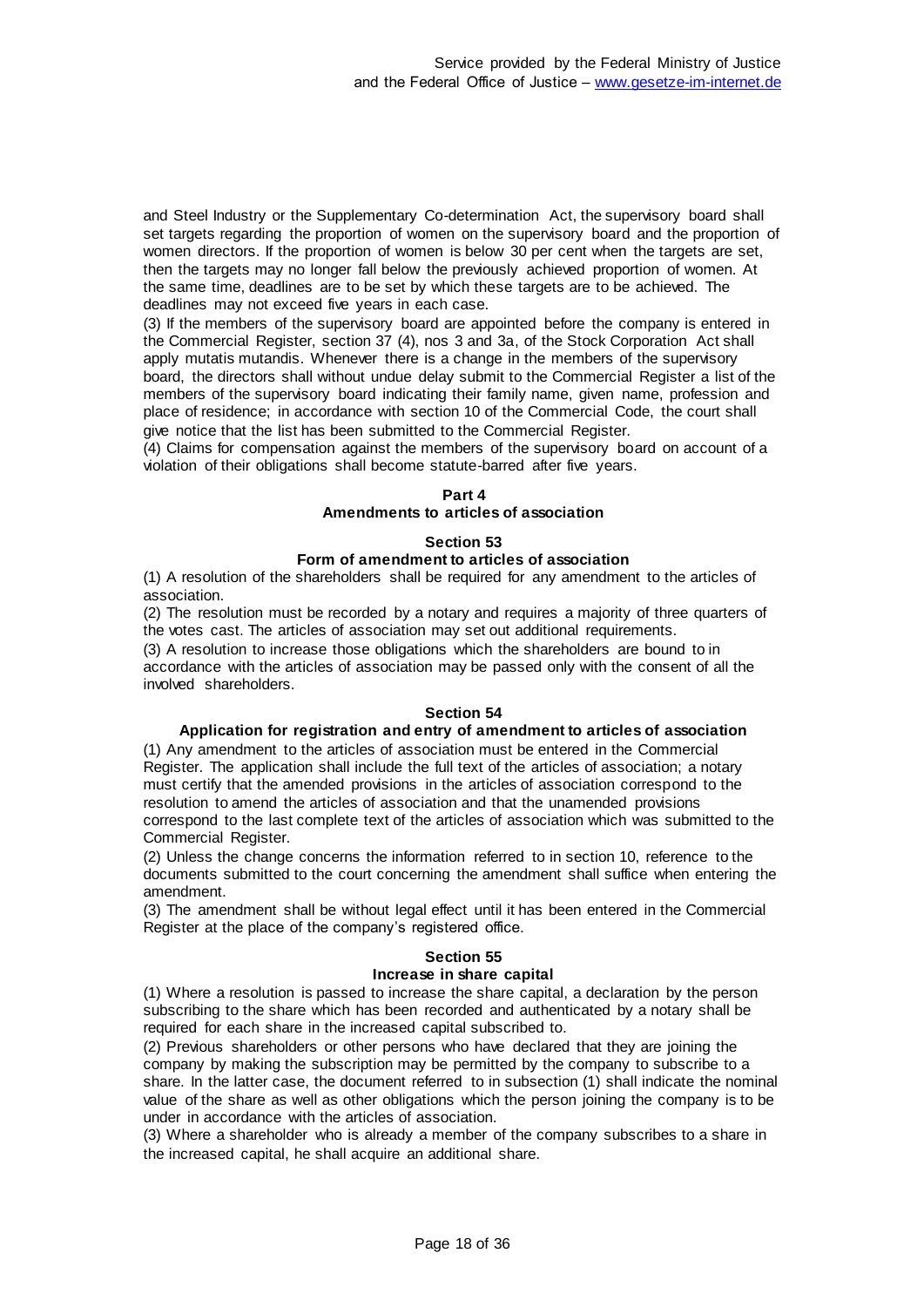and Steel Industry or the Supplementary Co-determination Act, the supervisory board shall set targets regarding the proportion of women on the supervisory board and the proportion of women directors. If the proportion of women is below 30 per cent when the targets are set, then the targets may no longer fall below the previously achieved proportion of women. At the same time, deadlines are to be set by which these targets are to be achieved. The deadlines may not exceed five years in each case.

(3) If the members of the supervisory board are appointed before the company is entered in the Commercial Register, section 37 (4), nos 3 and 3a, of the Stock Corporation Act shall apply mutatis mutandis. Whenever there is a change in the members of the supervisory board, the directors shall without undue delay submit to the Commercial Register a list of the members of the supervisory board indicating their family name, given name, profession and place of residence; in accordance with section 10 of the Commercial Code, the court shall give notice that the list has been submitted to the Commercial Register.

(4) Claims for compensation against the members of the supervisory board on account of a violation of their obligations shall become statute-barred after five years.

## Part 4
## Amendments to articles of association

### Section 53
### Form of amendment to articles of association

(1) A resolution of the shareholders shall be required for any amendment to the articles of association.

(2) The resolution must be recorded by a notary and requires a majority of three quarters of the votes cast. The articles of association may set out additional requirements.

(3) A resolution to increase those obligations which the shareholders are bound to in accordance with the articles of association may be passed only with the consent of all the involved shareholders.

### Section 54
### Application for registration and entry of amendment to articles of association

(1) Any amendment to the articles of association must be entered in the Commercial Register. The application shall include the full text of the articles of association; a notary must certify that the amended provisions in the articles of association correspond to the resolution to amend the articles of association and that the unamended provisions correspond to the last complete text of the articles of association which was submitted to the Commercial Register.

(2) Unless the change concerns the information referred to in section 10, reference to the documents submitted to the court concerning the amendment shall suffice when entering the amendment.

(3) The amendment shall be without legal effect until it has been entered in the Commercial Register at the place of the company's registered office.

### Section 55
### Increase in share capital

(1) Where a resolution is passed to increase the share capital, a declaration by the person subscribing to the share which has been recorded and authenticated by a notary shall be required for each share in the increased capital subscribed to.

(2) Previous shareholders or other persons who have declared that they are joining the company by making the subscription may be permitted by the company to subscribe to a share. In the latter case, the document referred to in subsection (1) shall indicate the nominal value of the share as well as other obligations which the person joining the company is to be under in accordance with the articles of association.

(3) Where a shareholder who is already a member of the company subscribes to a share in the increased capital, he shall acquire an additional share.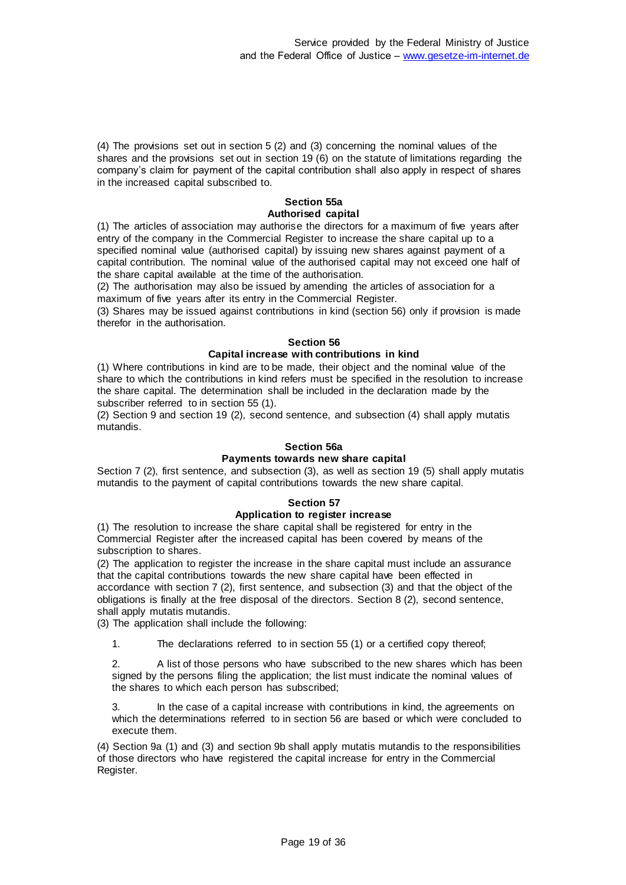(4) The provisions set out in section 5 (2) and (3) concerning the nominal values of the shares and the provisions set out in section 19 (6) on the statute of limitations regarding the company's claim for payment of the capital contribution shall also apply in respect of shares in the increased capital subscribed to.

## Section 55a
## Authorised capital

(1) The articles of association may authorise the directors for a maximum of five years after entry of the company in the Commercial Register to increase the share capital up to a specified nominal value (authorised capital) by issuing new shares against payment of a capital contribution. The nominal value of the authorised capital may not exceed one half of the share capital available at the time of the authorisation.

(2) The authorisation may also be issued by amending the articles of association for a maximum of five years after its entry in the Commercial Register.

(3) Shares may be issued against contributions in kind (section 56) only if provision is made therefor in the authorisation.

## Section 56
## Capital increase with contributions in kind

(1) Where contributions in kind are to be made, their object and the nominal value of the share to which the contributions in kind refers must be specified in the resolution to increase the share capital. The determination shall be included in the declaration made by the subscriber referred to in section 55 (1).

(2) Section 9 and section 19 (2), second sentence, and subsection (4) shall apply mutatis mutandis.

## Section 56a
## Payments towards new share capital

Section 7 (2), first sentence, and subsection (3), as well as section 19 (5) shall apply mutatis mutandis to the payment of capital contributions towards the new share capital.

## Section 57
## Application to register increase

(1) The resolution to increase the share capital shall be registered for entry in the Commercial Register after the increased capital has been covered by means of the subscription to shares.

(2) The application to register the increase in the share capital must include an assurance that the capital contributions towards the new share capital have been effected in accordance with section 7 (2), first sentence, and subsection (3) and that the object of the obligations is finally at the free disposal of the directors. Section 8 (2), second sentence, shall apply mutatis mutandis.

(3) The application shall include the following:

1. The declarations referred to in section 55 (1) or a certified copy thereof;

2. A list of those persons who have subscribed to the new shares which has been signed by the persons filing the application; the list must indicate the nominal values of the shares to which each person has subscribed;

3. In the case of a capital increase with contributions in kind, the agreements on which the determinations referred to in section 56 are based or which were concluded to execute them.

(4) Section 9a (1) and (3) and section 9b shall apply mutatis mutandis to the responsibilities of those directors who have registered the capital increase for entry in the Commercial Register.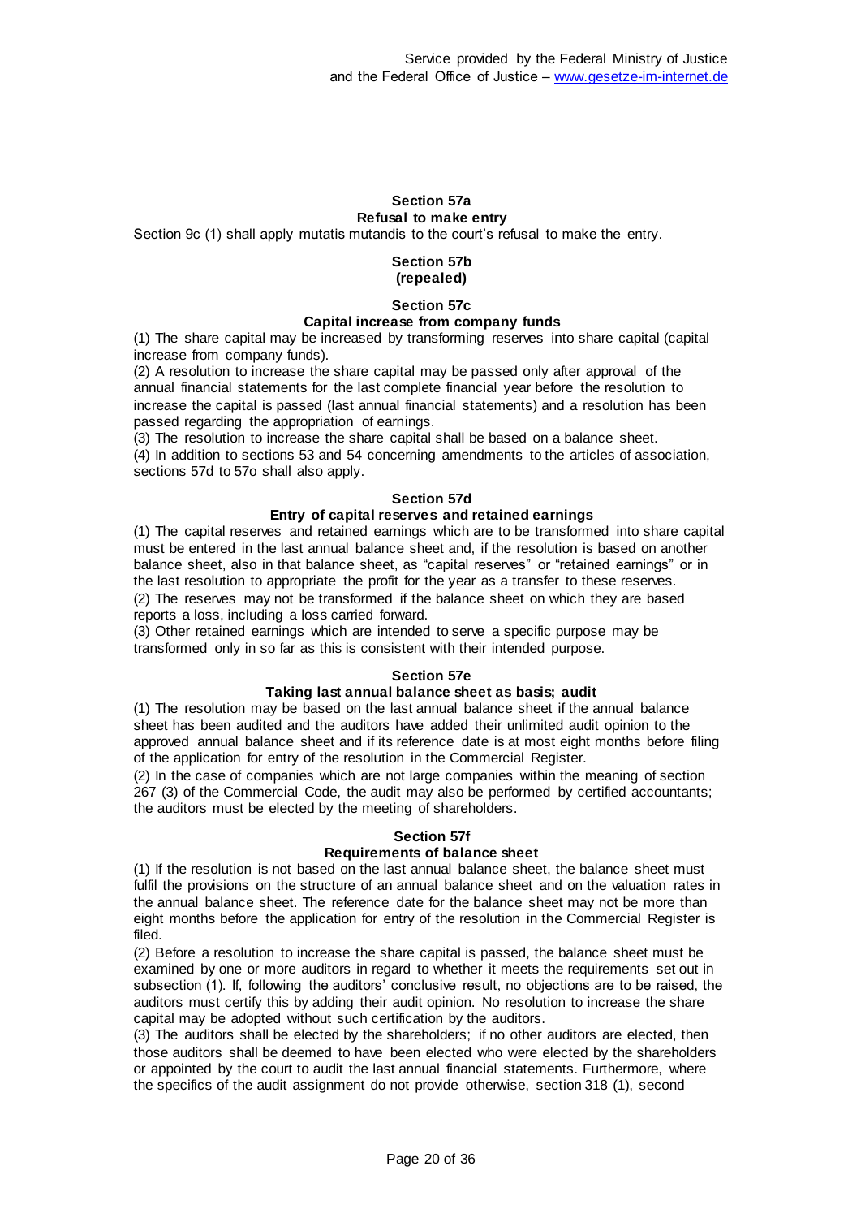## Section 57a
### Refusal to make entry

Section 9c (1) shall apply mutatis mutandis to the court's refusal to make the entry.

## Section 57b
### (repealed)

## Section 57c
### Capital increase from company funds

(1) The share capital may be increased by transforming reserves into share capital (capital increase from company funds).

(2) A resolution to increase the share capital may be passed only after approval of the annual financial statements for the last complete financial year before the resolution to increase the capital is passed (last annual financial statements) and a resolution has been passed regarding the appropriation of earnings.

(3) The resolution to increase the share capital shall be based on a balance sheet.

(4) In addition to sections 53 and 54 concerning amendments to the articles of association, sections 57d to 57o shall also apply.

## Section 57d
### Entry of capital reserves and retained earnings

(1) The capital reserves and retained earnings which are to be transformed into share capital must be entered in the last annual balance sheet and, if the resolution is based on another balance sheet, also in that balance sheet, as "capital reserves" or "retained earnings" or in the last resolution to appropriate the profit for the year as a transfer to these reserves.

(2) The reserves may not be transformed if the balance sheet on which they are based reports a loss, including a loss carried forward.

(3) Other retained earnings which are intended to serve a specific purpose may be transformed only in so far as this is consistent with their intended purpose.

## Section 57e
### Taking last annual balance sheet as basis; audit

(1) The resolution may be based on the last annual balance sheet if the annual balance sheet has been audited and the auditors have added their unlimited audit opinion to the approved annual balance sheet and if its reference date is at most eight months before filing of the application for entry of the resolution in the Commercial Register.

(2) In the case of companies which are not large companies within the meaning of section 267 (3) of the Commercial Code, the audit may also be performed by certified accountants; the auditors must be elected by the meeting of shareholders.

## Section 57f
### Requirements of balance sheet

(1) If the resolution is not based on the last annual balance sheet, the balance sheet must fulfil the provisions on the structure of an annual balance sheet and on the valuation rates in the annual balance sheet. The reference date for the balance sheet may not be more than eight months before the application for entry of the resolution in the Commercial Register is filed.

(2) Before a resolution to increase the share capital is passed, the balance sheet must be examined by one or more auditors in regard to whether it meets the requirements set out in subsection (1). If, following the auditors' conclusive result, no objections are to be raised, the auditors must certify this by adding their audit opinion. No resolution to increase the share capital may be adopted without such certification by the auditors.

(3) The auditors shall be elected by the shareholders; if no other auditors are elected, then those auditors shall be deemed to have been elected who were elected by the shareholders or appointed by the court to audit the last annual financial statements. Furthermore, where the specifics of the audit assignment do not provide otherwise, section 318 (1), second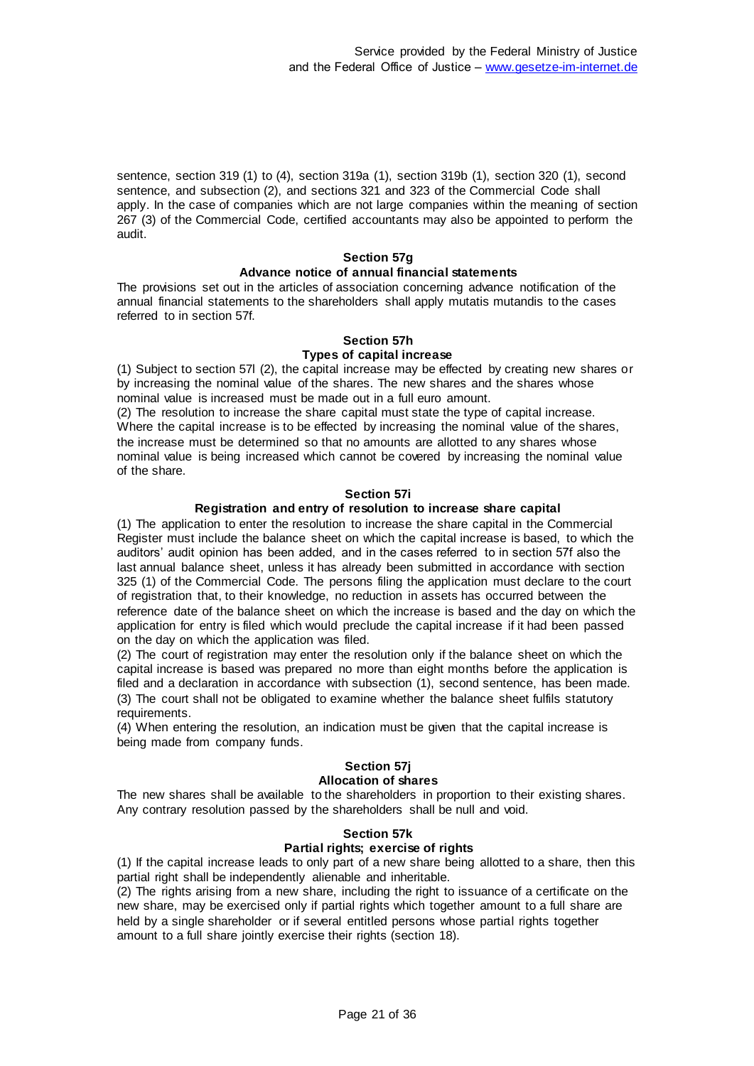sentence, section 319 (1) to (4), section 319a (1), section 319b (1), section 320 (1), second sentence, and subsection (2), and sections 321 and 323 of the Commercial Code shall apply. In the case of companies which are not large companies within the meaning of section 267 (3) of the Commercial Code, certified accountants may also be appointed to perform the audit.

**Section 57g**

**Advance notice of annual financial statements**

The provisions set out in the articles of association concerning advance notification of the annual financial statements to the shareholders shall apply mutatis mutandis to the cases referred to in section 57f.

**Section 57h**

**Types of capital increase**

(1) Subject to section 57l (2), the capital increase may be effected by creating new shares or by increasing the nominal value of the shares. The new shares and the shares whose nominal value is increased must be made out in a full euro amount.

(2) The resolution to increase the share capital must state the type of capital increase. Where the capital increase is to be effected by increasing the nominal value of the shares, the increase must be determined so that no amounts are allotted to any shares whose nominal value is being increased which cannot be covered by increasing the nominal value of the share.

**Section 57i**

**Registration and entry of resolution to increase share capital**

(1) The application to enter the resolution to increase the share capital in the Commercial Register must include the balance sheet on which the capital increase is based, to which the auditors' audit opinion has been added, and in the cases referred to in section 57f also the last annual balance sheet, unless it has already been submitted in accordance with section 325 (1) of the Commercial Code. The persons filing the application must declare to the court of registration that, to their knowledge, no reduction in assets has occurred between the reference date of the balance sheet on which the increase is based and the day on which the application for entry is filed which would preclude the capital increase if it had been passed on the day on which the application was filed.

(2) The court of registration may enter the resolution only if the balance sheet on which the capital increase is based was prepared no more than eight months before the application is filed and a declaration in accordance with subsection (1), second sentence, has been made.

(3) The court shall not be obligated to examine whether the balance sheet fulfils statutory requirements.

(4) When entering the resolution, an indication must be given that the capital increase is being made from company funds.

**Section 57j**

**Allocation of shares**

The new shares shall be available to the shareholders in proportion to their existing shares. Any contrary resolution passed by the shareholders shall be null and void.

**Section 57k**

**Partial rights; exercise of rights**

(1) If the capital increase leads to only part of a new share being allotted to a share, then this partial right shall be independently alienable and inheritable.

(2) The rights arising from a new share, including the right to issuance of a certificate on the new share, may be exercised only if partial rights which together amount to a full share are held by a single shareholder or if several entitled persons whose partial rights together amount to a full share jointly exercise their rights (section 18).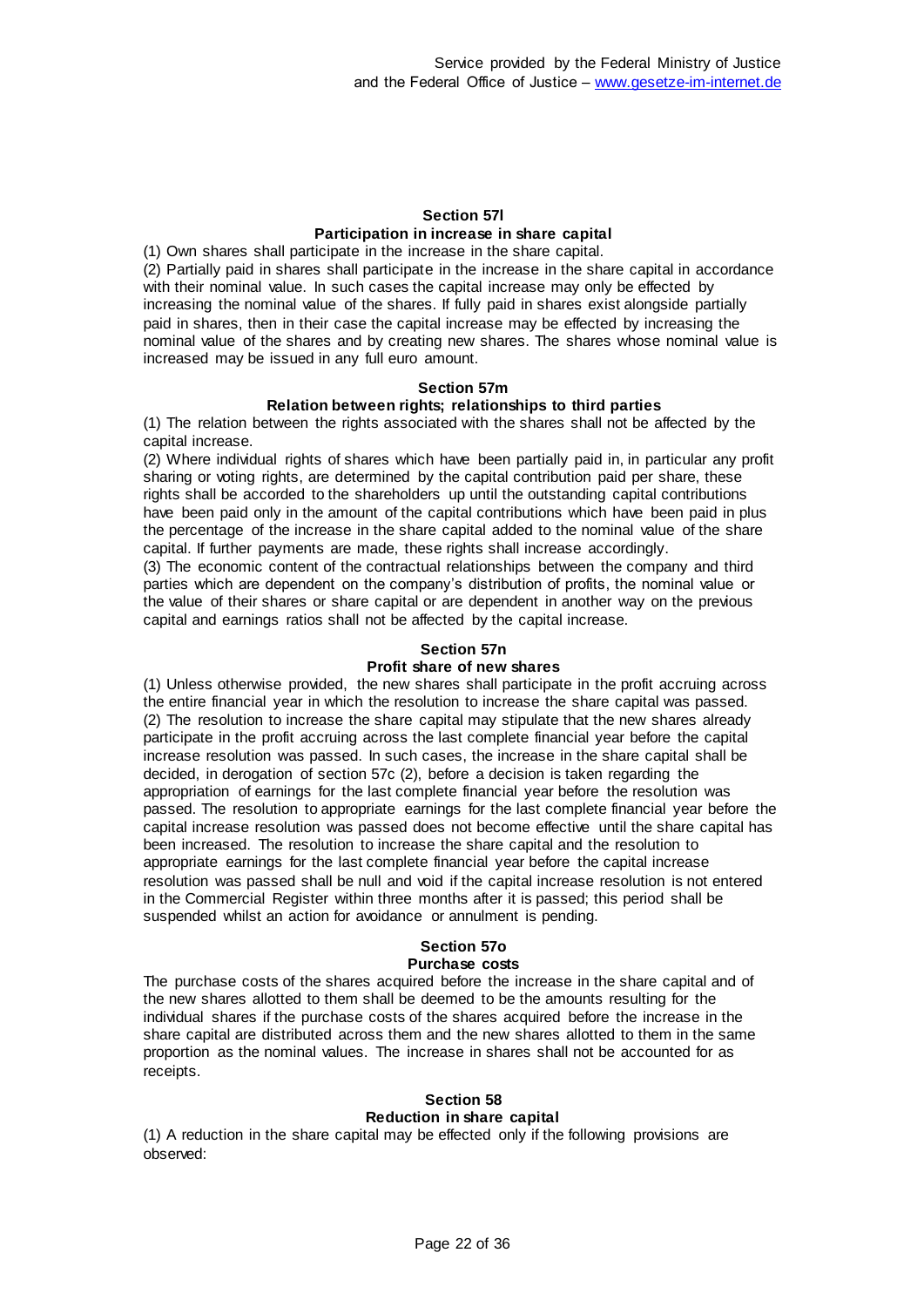### Section 57l
### Participation in increase in share capital

(1) Own shares shall participate in the increase in the share capital.

(2) Partially paid in shares shall participate in the increase in the share capital in accordance with their nominal value. In such cases the capital increase may only be effected by increasing the nominal value of the shares. If fully paid in shares exist alongside partially paid in shares, then in their case the capital increase may be effected by increasing the nominal value of the shares and by creating new shares. The shares whose nominal value is increased may be issued in any full euro amount.

### Section 57m
### Relation between rights; relationships to third parties

(1) The relation between the rights associated with the shares shall not be affected by the capital increase.

(2) Where individual rights of shares which have been partially paid in, in particular any profit sharing or voting rights, are determined by the capital contribution paid per share, these rights shall be accorded to the shareholders up until the outstanding capital contributions have been paid only in the amount of the capital contributions which have been paid in plus the percentage of the increase in the share capital added to the nominal value of the share capital. If further payments are made, these rights shall increase accordingly.

(3) The economic content of the contractual relationships between the company and third parties which are dependent on the company's distribution of profits, the nominal value or the value of their shares or share capital or are dependent in another way on the previous capital and earnings ratios shall not be affected by the capital increase.

### Section 57n
### Profit share of new shares

(1) Unless otherwise provided, the new shares shall participate in the profit accruing across the entire financial year in which the resolution to increase the share capital was passed.

(2) The resolution to increase the share capital may stipulate that the new shares already participate in the profit accruing across the last complete financial year before the capital increase resolution was passed. In such cases, the increase in the share capital shall be decided, in derogation of section 57c (2), before a decision is taken regarding the appropriation of earnings for the last complete financial year before the resolution was passed. The resolution to appropriate earnings for the last complete financial year before the capital increase resolution was passed does not become effective until the share capital has been increased. The resolution to increase the share capital and the resolution to appropriate earnings for the last complete financial year before the capital increase resolution was passed shall be null and void if the capital increase resolution is not entered in the Commercial Register within three months after it is passed; this period shall be suspended whilst an action for avoidance or annulment is pending.

### Section 57o
### Purchase costs

The purchase costs of the shares acquired before the increase in the share capital and of the new shares allotted to them shall be deemed to be the amounts resulting for the individual shares if the purchase costs of the shares acquired before the increase in the share capital are distributed across them and the new shares allotted to them in the same proportion as the nominal values. The increase in shares shall not be accounted for as receipts.

### Section 58
### Reduction in share capital

(1) A reduction in the share capital may be effected only if the following provisions are observed: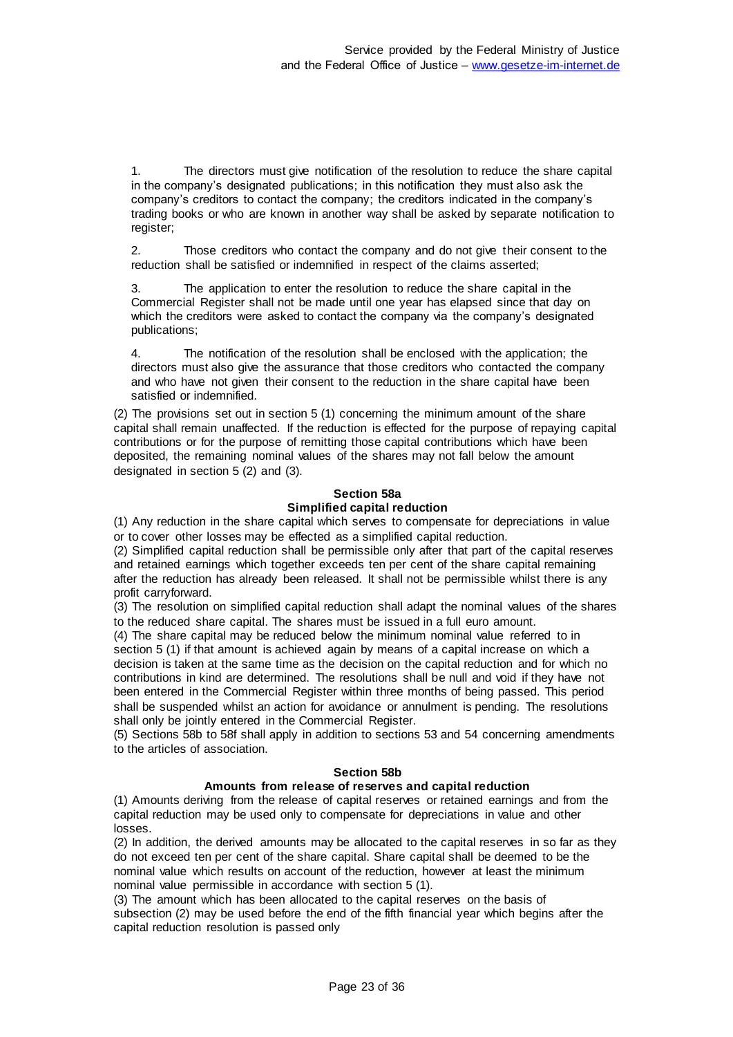1. The directors must give notification of the resolution to reduce the share capital in the company's designated publications; in this notification they must also ask the company's creditors to contact the company; the creditors indicated in the company's trading books or who are known in another way shall be asked by separate notification to register;

2. Those creditors who contact the company and do not give their consent to the reduction shall be satisfied or indemnified in respect of the claims asserted;

3. The application to enter the resolution to reduce the share capital in the Commercial Register shall not be made until one year has elapsed since that day on which the creditors were asked to contact the company via the company's designated publications;

4. The notification of the resolution shall be enclosed with the application; the directors must also give the assurance that those creditors who contacted the company and who have not given their consent to the reduction in the share capital have been satisfied or indemnified.

(2) The provisions set out in section 5 (1) concerning the minimum amount of the share capital shall remain unaffected. If the reduction is effected for the purpose of repaying capital contributions or for the purpose of remitting those capital contributions which have been deposited, the remaining nominal values of the shares may not fall below the amount designated in section 5 (2) and (3).

**Section 58a**
**Simplified capital reduction**

(1) Any reduction in the share capital which serves to compensate for depreciations in value or to cover other losses may be effected as a simplified capital reduction.
(2) Simplified capital reduction shall be permissible only after that part of the capital reserves and retained earnings which together exceeds ten per cent of the share capital remaining after the reduction has already been released. It shall not be permissible whilst there is any profit carryforward.
(3) The resolution on simplified capital reduction shall adapt the nominal values of the shares to the reduced share capital. The shares must be issued in a full euro amount.
(4) The share capital may be reduced below the minimum nominal value referred to in section 5 (1) if that amount is achieved again by means of a capital increase on which a decision is taken at the same time as the decision on the capital reduction and for which no contributions in kind are determined. The resolutions shall be null and void if they have not been entered in the Commercial Register within three months of being passed. This period shall be suspended whilst an action for avoidance or annulment is pending. The resolutions shall only be jointly entered in the Commercial Register.
(5) Sections 58b to 58f shall apply in addition to sections 53 and 54 concerning amendments to the articles of association.

**Section 58b**
**Amounts from release of reserves and capital reduction**

(1) Amounts deriving from the release of capital reserves or retained earnings and from the capital reduction may be used only to compensate for depreciations in value and other losses.
(2) In addition, the derived amounts may be allocated to the capital reserves in so far as they do not exceed ten per cent of the share capital. Share capital shall be deemed to be the nominal value which results on account of the reduction, however at least the minimum nominal value permissible in accordance with section 5 (1).
(3) The amount which has been allocated to the capital reserves on the basis of subsection (2) may be used before the end of the fifth financial year which begins after the capital reduction resolution is passed only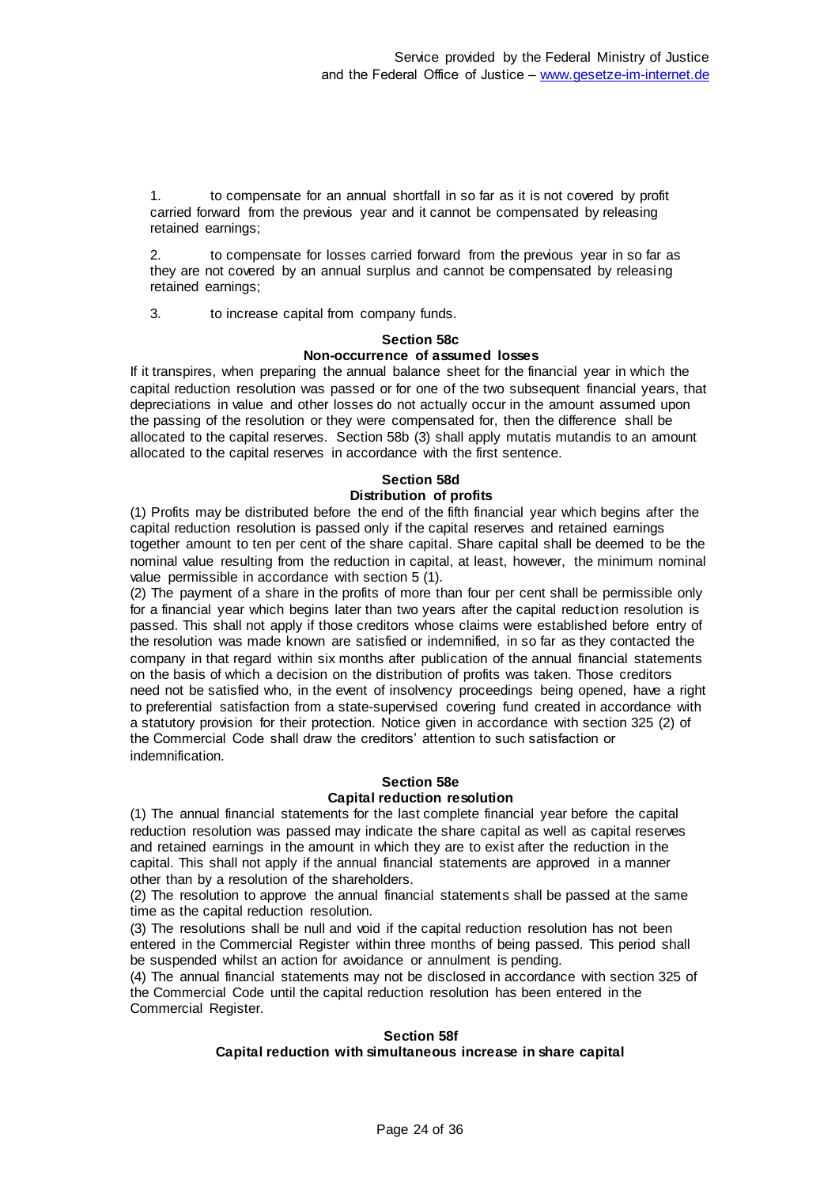1. to compensate for an annual shortfall in so far as it is not covered by profit carried forward from the previous year and it cannot be compensated by releasing retained earnings;

2. to compensate for losses carried forward from the previous year in so far as they are not covered by an annual surplus and cannot be compensated by releasing retained earnings;

3. to increase capital from company funds.

### Section 58c
### Non-occurrence of assumed losses

If it transpires, when preparing the annual balance sheet for the financial year in which the capital reduction resolution was passed or for one of the two subsequent financial years, that depreciations in value and other losses do not actually occur in the amount assumed upon the passing of the resolution or they were compensated for, then the difference shall be allocated to the capital reserves. Section 58b (3) shall apply mutatis mutandis to an amount allocated to the capital reserves in accordance with the first sentence.

### Section 58d
### Distribution of profits

(1) Profits may be distributed before the end of the fifth financial year which begins after the capital reduction resolution is passed only if the capital reserves and retained earnings together amount to ten per cent of the share capital. Share capital shall be deemed to be the nominal value resulting from the reduction in capital, at least, however, the minimum nominal value permissible in accordance with section 5 (1).

(2) The payment of a share in the profits of more than four per cent shall be permissible only for a financial year which begins later than two years after the capital reduction resolution is passed. This shall not apply if those creditors whose claims were established before entry of the resolution was made known are satisfied or indemnified, in so far as they contacted the company in that regard within six months after publication of the annual financial statements on the basis of which a decision on the distribution of profits was taken. Those creditors need not be satisfied who, in the event of insolvency proceedings being opened, have a right to preferential satisfaction from a state-supervised covering fund created in accordance with a statutory provision for their protection. Notice given in accordance with section 325 (2) of the Commercial Code shall draw the creditors' attention to such satisfaction or indemnification.

### Section 58e
### Capital reduction resolution

(1) The annual financial statements for the last complete financial year before the capital reduction resolution was passed may indicate the share capital as well as capital reserves and retained earnings in the amount in which they are to exist after the reduction in the capital. This shall not apply if the annual financial statements are approved in a manner other than by a resolution of the shareholders.

(2) The resolution to approve the annual financial statements shall be passed at the same time as the capital reduction resolution.

(3) The resolutions shall be null and void if the capital reduction resolution has not been entered in the Commercial Register within three months of being passed. This period shall be suspended whilst an action for avoidance or annulment is pending.

(4) The annual financial statements may not be disclosed in accordance with section 325 of the Commercial Code until the capital reduction resolution has been entered in the Commercial Register.

### Section 58f
### Capital reduction with simultaneous increase in share capital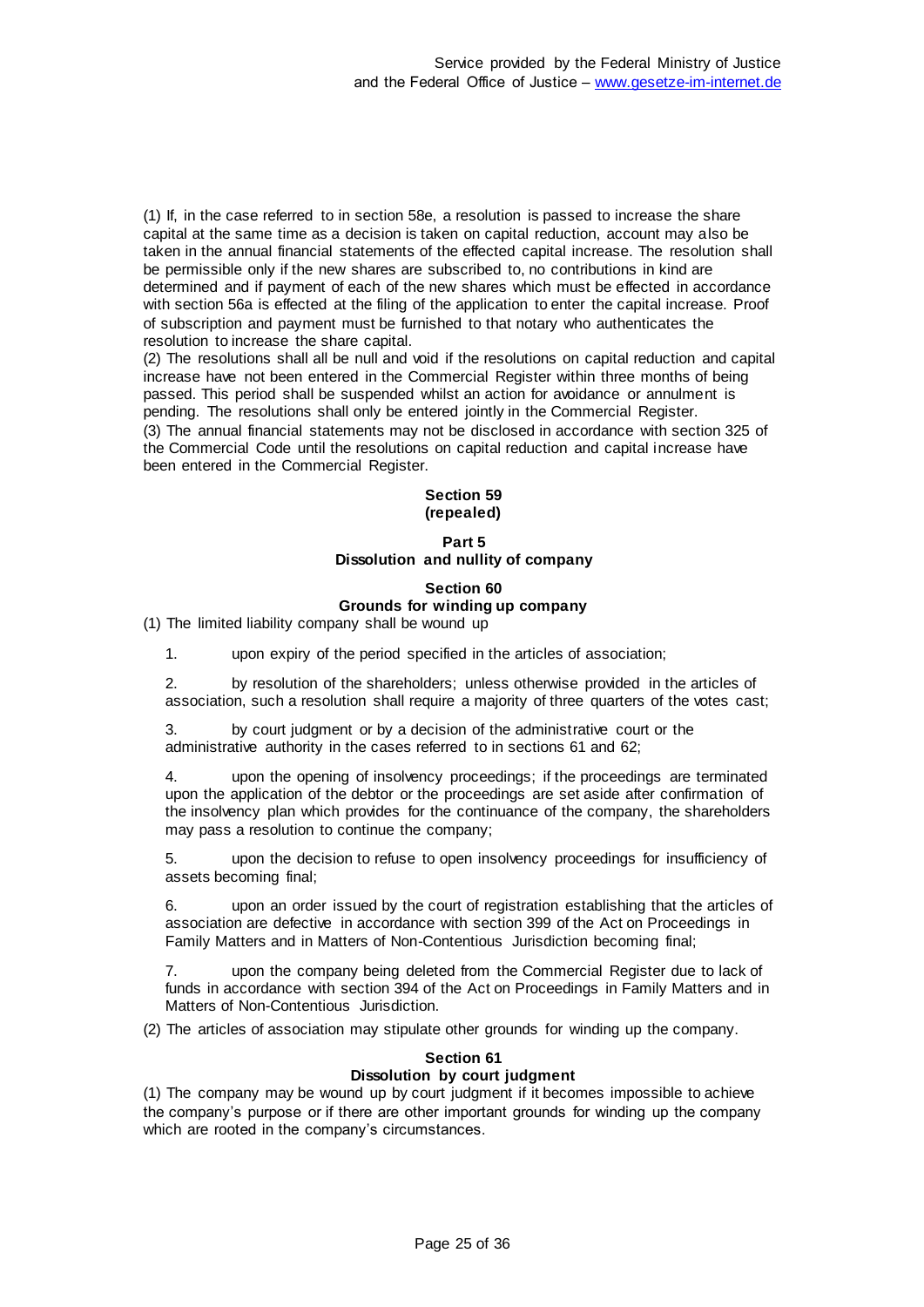(1) If, in the case referred to in section 58e, a resolution is passed to increase the share capital at the same time as a decision is taken on capital reduction, account may also be taken in the annual financial statements of the effected capital increase. The resolution shall be permissible only if the new shares are subscribed to, no contributions in kind are determined and if payment of each of the new shares which must be effected in accordance with section 56a is effected at the filing of the application to enter the capital increase. Proof of subscription and payment must be furnished to that notary who authenticates the resolution to increase the share capital.

(2) The resolutions shall all be null and void if the resolutions on capital reduction and capital increase have not been entered in the Commercial Register within three months of being passed. This period shall be suspended whilst an action for avoidance or annulment is pending. The resolutions shall only be entered jointly in the Commercial Register.

(3) The annual financial statements may not be disclosed in accordance with section 325 of the Commercial Code until the resolutions on capital reduction and capital increase have been entered in the Commercial Register.

**Section 59**
**(repealed)**

## Part 5
## Dissolution and nullity of company

### Section 60
### Grounds for winding up company

(1) The limited liability company shall be wound up

1. upon expiry of the period specified in the articles of association;

2. by resolution of the shareholders; unless otherwise provided in the articles of association, such a resolution shall require a majority of three quarters of the votes cast;

3. by court judgment or by a decision of the administrative court or the administrative authority in the cases referred to in sections 61 and 62;

4. upon the opening of insolvency proceedings; if the proceedings are terminated upon the application of the debtor or the proceedings are set aside after confirmation of the insolvency plan which provides for the continuance of the company, the shareholders may pass a resolution to continue the company;

5. upon the decision to refuse to open insolvency proceedings for insufficiency of assets becoming final;

6. upon an order issued by the court of registration establishing that the articles of association are defective in accordance with section 399 of the Act on Proceedings in Family Matters and in Matters of Non-Contentious Jurisdiction becoming final;

7. upon the company being deleted from the Commercial Register due to lack of funds in accordance with section 394 of the Act on Proceedings in Family Matters and in Matters of Non-Contentious Jurisdiction.

(2) The articles of association may stipulate other grounds for winding up the company.

### Section 61
### Dissolution by court judgment

(1) The company may be wound up by court judgment if it becomes impossible to achieve the company's purpose or if there are other important grounds for winding up the company which are rooted in the company's circumstances.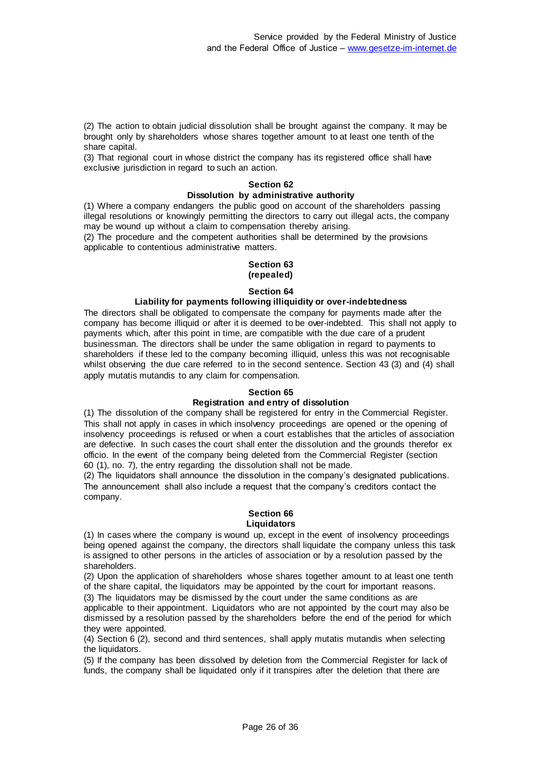(2) The action to obtain judicial dissolution shall be brought against the company. It may be brought only by shareholders whose shares together amount to at least one tenth of the share capital.
(3) That regional court in whose district the company has its registered office shall have exclusive jurisdiction in regard to such an action.

### Section 62
### Dissolution by administrative authority

(1) Where a company endangers the public good on account of the shareholders passing illegal resolutions or knowingly permitting the directors to carry out illegal acts, the company may be wound up without a claim to compensation thereby arising.
(2) The procedure and the competent authorities shall be determined by the provisions applicable to contentious administrative matters.

### Section 63
### (repealed)

### Section 64
### Liability for payments following illiquidity or over-indebtedness

The directors shall be obligated to compensate the company for payments made after the company has become illiquid or after it is deemed to be over-indebted. This shall not apply to payments which, after this point in time, are compatible with the due care of a prudent businessman. The directors shall be under the same obligation in regard to payments to shareholders if these led to the company becoming illiquid, unless this was not recognisable whilst observing the due care referred to in the second sentence. Section 43 (3) and (4) shall apply mutatis mutandis to any claim for compensation.

### Section 65
### Registration and entry of dissolution

(1) The dissolution of the company shall be registered for entry in the Commercial Register. This shall not apply in cases in which insolvency proceedings are opened or the opening of insolvency proceedings is refused or when a court establishes that the articles of association are defective. In such cases the court shall enter the dissolution and the grounds therefor ex officio. In the event of the company being deleted from the Commercial Register (section 60 (1), no. 7), the entry regarding the dissolution shall not be made.
(2) The liquidators shall announce the dissolution in the company's designated publications. The announcement shall also include a request that the company's creditors contact the company.

### Section 66
### Liquidators

(1) In cases where the company is wound up, except in the event of insolvency proceedings being opened against the company, the directors shall liquidate the company unless this task is assigned to other persons in the articles of association or by a resolution passed by the shareholders.
(2) Upon the application of shareholders whose shares together amount to at least one tenth of the share capital, the liquidators may be appointed by the court for important reasons.
(3) The liquidators may be dismissed by the court under the same conditions as are applicable to their appointment. Liquidators who are not appointed by the court may also be dismissed by a resolution passed by the shareholders before the end of the period for which they were appointed.
(4) Section 6 (2), second and third sentences, shall apply mutatis mutandis when selecting the liquidators.
(5) If the company has been dissolved by deletion from the Commercial Register for lack of funds, the company shall be liquidated only if it transpires after the deletion that there are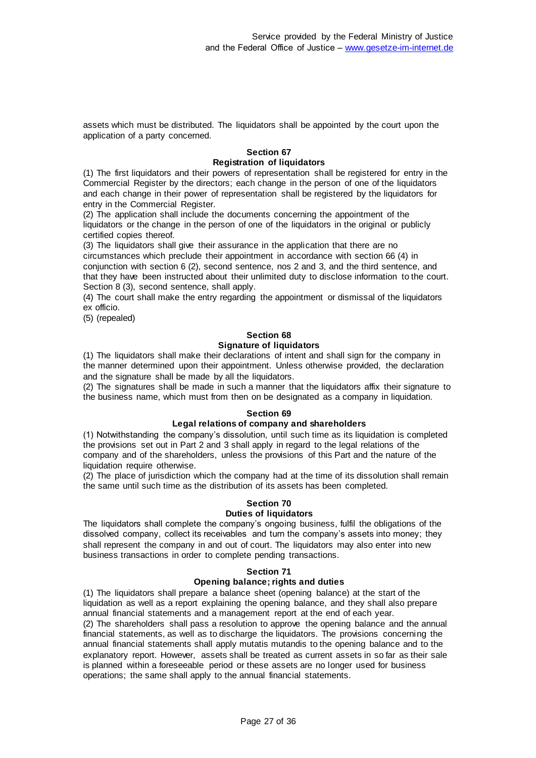assets which must be distributed. The liquidators shall be appointed by the court upon the application of a party concerned.

### Section 67
### Registration of liquidators

(1) The first liquidators and their powers of representation shall be registered for entry in the Commercial Register by the directors; each change in the person of one of the liquidators and each change in their power of representation shall be registered by the liquidators for entry in the Commercial Register.
(2) The application shall include the documents concerning the appointment of the liquidators or the change in the person of one of the liquidators in the original or publicly certified copies thereof.
(3) The liquidators shall give their assurance in the application that there are no circumstances which preclude their appointment in accordance with section 66 (4) in conjunction with section 6 (2), second sentence, nos 2 and 3, and the third sentence, and that they have been instructed about their unlimited duty to disclose information to the court. Section 8 (3), second sentence, shall apply.
(4) The court shall make the entry regarding the appointment or dismissal of the liquidators ex officio.
(5) (repealed)

### Section 68
### Signature of liquidators

(1) The liquidators shall make their declarations of intent and shall sign for the company in the manner determined upon their appointment. Unless otherwise provided, the declaration and the signature shall be made by all the liquidators.
(2) The signatures shall be made in such a manner that the liquidators affix their signature to the business name, which must from then on be designated as a company in liquidation.

### Section 69
### Legal relations of company and shareholders

(1) Notwithstanding the company's dissolution, until such time as its liquidation is completed the provisions set out in Part 2 and 3 shall apply in regard to the legal relations of the company and of the shareholders, unless the provisions of this Part and the nature of the liquidation require otherwise.
(2) The place of jurisdiction which the company had at the time of its dissolution shall remain the same until such time as the distribution of its assets has been completed.

### Section 70
### Duties of liquidators

The liquidators shall complete the company's ongoing business, fulfil the obligations of the dissolved company, collect its receivables and turn the company's assets into money; they shall represent the company in and out of court. The liquidators may also enter into new business transactions in order to complete pending transactions.

### Section 71
### Opening balance; rights and duties

(1) The liquidators shall prepare a balance sheet (opening balance) at the start of the liquidation as well as a report explaining the opening balance, and they shall also prepare annual financial statements and a management report at the end of each year.
(2) The shareholders shall pass a resolution to approve the opening balance and the annual financial statements, as well as to discharge the liquidators. The provisions concerning the annual financial statements shall apply mutatis mutandis to the opening balance and to the explanatory report. However, assets shall be treated as current assets in so far as their sale is planned within a foreseeable period or these assets are no longer used for business operations; the same shall apply to the annual financial statements.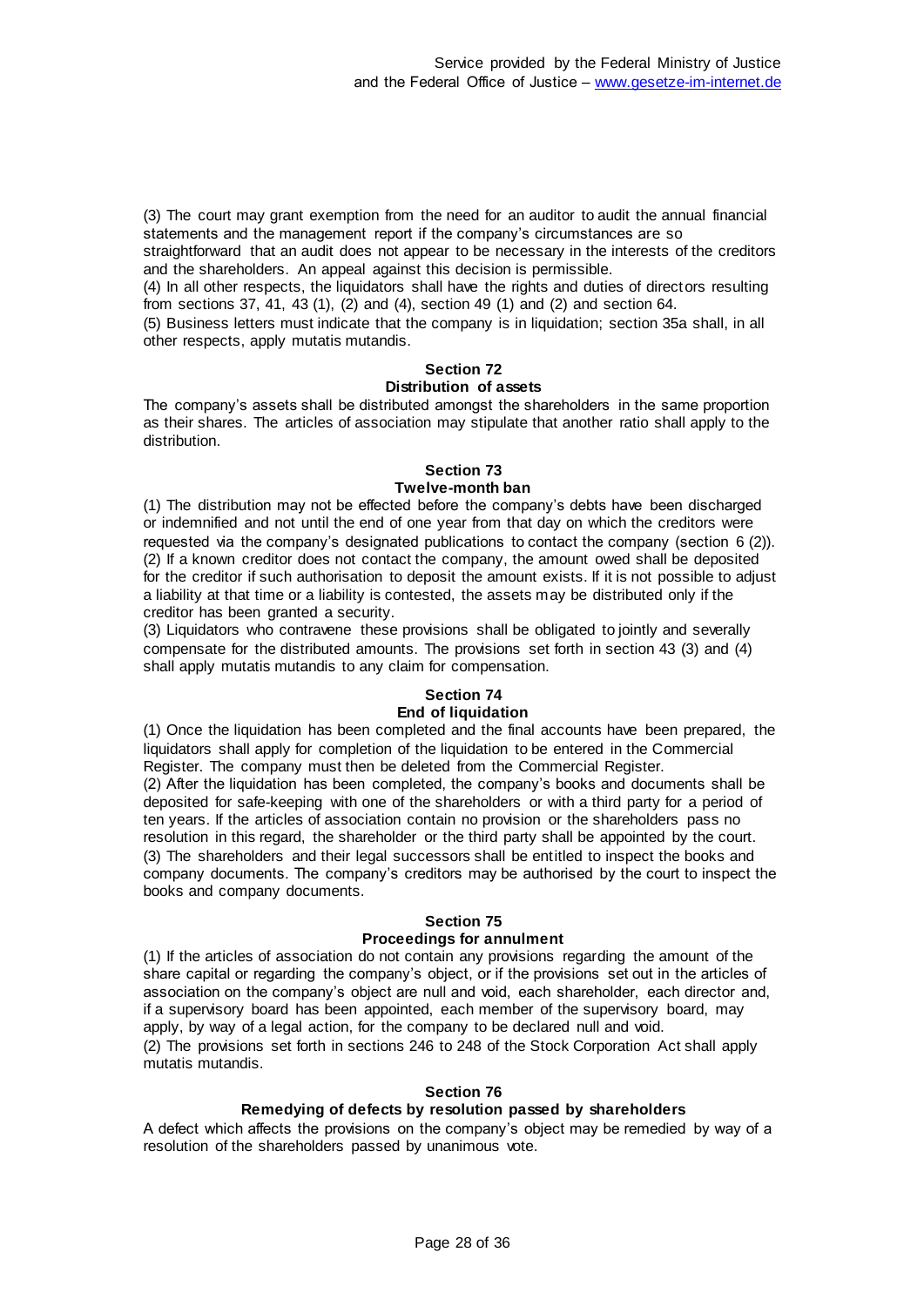(3) The court may grant exemption from the need for an auditor to audit the annual financial statements and the management report if the company's circumstances are so straightforward that an audit does not appear to be necessary in the interests of the creditors and the shareholders. An appeal against this decision is permissible.

(4) In all other respects, the liquidators shall have the rights and duties of directors resulting from sections 37, 41, 43 (1), (2) and (4), section 49 (1) and (2) and section 64.

(5) Business letters must indicate that the company is in liquidation; section 35a shall, in all other respects, apply mutatis mutandis.

## Section 72
### Distribution of assets

The company's assets shall be distributed amongst the shareholders in the same proportion as their shares. The articles of association may stipulate that another ratio shall apply to the distribution.

## Section 73
### Twelve-month ban

(1) The distribution may not be effected before the company's debts have been discharged or indemnified and not until the end of one year from that day on which the creditors were requested via the company's designated publications to contact the company (section 6 (2)).

(2) If a known creditor does not contact the company, the amount owed shall be deposited for the creditor if such authorisation to deposit the amount exists. If it is not possible to adjust a liability at that time or a liability is contested, the assets may be distributed only if the creditor has been granted a security.

(3) Liquidators who contravene these provisions shall be obligated to jointly and severally compensate for the distributed amounts. The provisions set forth in section 43 (3) and (4) shall apply mutatis mutandis to any claim for compensation.

## Section 74
### End of liquidation

(1) Once the liquidation has been completed and the final accounts have been prepared, the liquidators shall apply for completion of the liquidation to be entered in the Commercial Register. The company must then be deleted from the Commercial Register.

(2) After the liquidation has been completed, the company's books and documents shall be deposited for safe-keeping with one of the shareholders or with a third party for a period of ten years. If the articles of association contain no provision or the shareholders pass no resolution in this regard, the shareholder or the third party shall be appointed by the court.

(3) The shareholders and their legal successors shall be entitled to inspect the books and company documents. The company's creditors may be authorised by the court to inspect the books and company documents.

## Section 75
### Proceedings for annulment

(1) If the articles of association do not contain any provisions regarding the amount of the share capital or regarding the company's object, or if the provisions set out in the articles of association on the company's object are null and void, each shareholder, each director and, if a supervisory board has been appointed, each member of the supervisory board, may apply, by way of a legal action, for the company to be declared null and void.

(2) The provisions set forth in sections 246 to 248 of the Stock Corporation Act shall apply mutatis mutandis.

## Section 76
### Remedying of defects by resolution passed by shareholders

A defect which affects the provisions on the company's object may be remedied by way of a resolution of the shareholders passed by unanimous vote.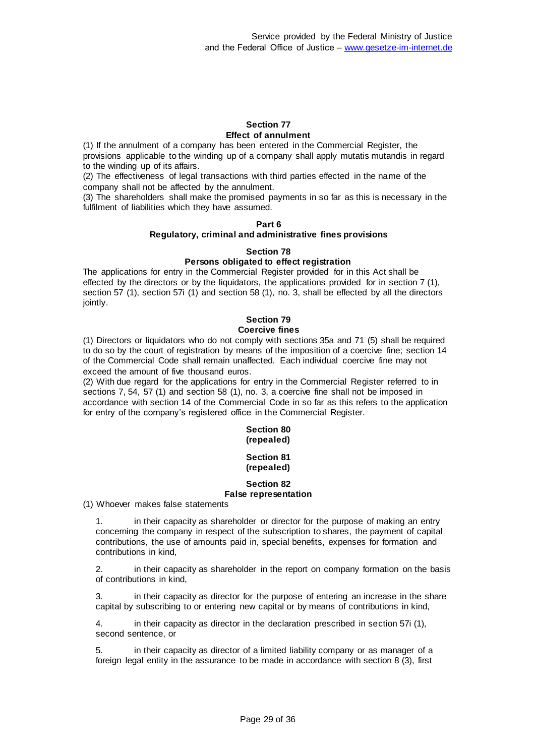### Section 77
### Effect of annulment

(1) If the annulment of a company has been entered in the Commercial Register, the provisions applicable to the winding up of a company shall apply mutatis mutandis in regard to the winding up of its affairs.

(2) The effectiveness of legal transactions with third parties effected in the name of the company shall not be affected by the annulment.

(3) The shareholders shall make the promised payments in so far as this is necessary in the fulfilment of liabilities which they have assumed.

## Part 6
## Regulatory, criminal and administrative fines provisions

### Section 78
### Persons obligated to effect registration

The applications for entry in the Commercial Register provided for in this Act shall be effected by the directors or by the liquidators, the applications provided for in section 7 (1), section 57 (1), section 57i (1) and section 58 (1), no. 3, shall be effected by all the directors jointly.

### Section 79
### Coercive fines

(1) Directors or liquidators who do not comply with sections 35a and 71 (5) shall be required to do so by the court of registration by means of the imposition of a coercive fine; section 14 of the Commercial Code shall remain unaffected. Each individual coercive fine may not exceed the amount of five thousand euros.

(2) With due regard for the applications for entry in the Commercial Register referred to in sections 7, 54, 57 (1) and section 58 (1), no. 3, a coercive fine shall not be imposed in accordance with section 14 of the Commercial Code in so far as this refers to the application for entry of the company's registered office in the Commercial Register.

### Section 80
### (repealed)

### Section 81
### (repealed)

### Section 82
### False representation

(1) Whoever makes false statements

1. in their capacity as shareholder or director for the purpose of making an entry concerning the company in respect of the subscription to shares, the payment of capital contributions, the use of amounts paid in, special benefits, expenses for formation and contributions in kind,

2. in their capacity as shareholder in the report on company formation on the basis of contributions in kind,

3. in their capacity as director for the purpose of entering an increase in the share capital by subscribing to or entering new capital or by means of contributions in kind,

4. in their capacity as director in the declaration prescribed in section 57i (1), second sentence, or

5. in their capacity as director of a limited liability company or as manager of a foreign legal entity in the assurance to be made in accordance with section 8 (3), first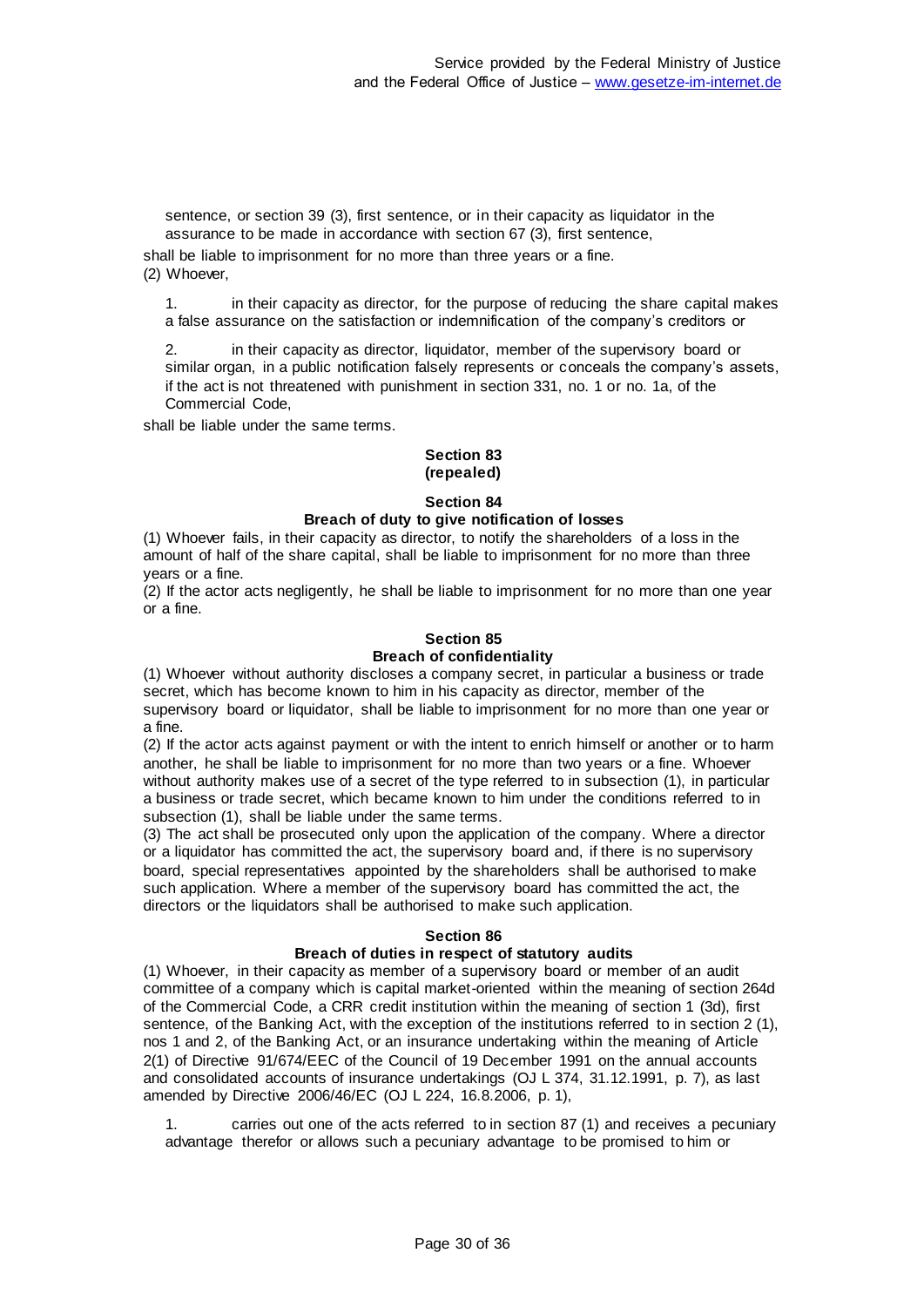sentence, or section 39 (3), first sentence, or in their capacity as liquidator in the assurance to be made in accordance with section 67 (3), first sentence,

shall be liable to imprisonment for no more than three years or a fine.

(2) Whoever,

1. in their capacity as director, for the purpose of reducing the share capital makes a false assurance on the satisfaction or indemnification of the company's creditors or

2. in their capacity as director, liquidator, member of the supervisory board or similar organ, in a public notification falsely represents or conceals the company's assets, if the act is not threatened with punishment in section 331, no. 1 or no. 1a, of the Commercial Code,

shall be liable under the same terms.

### Section 83
### (repealed)

### Section 84
### Breach of duty to give notification of losses

(1) Whoever fails, in their capacity as director, to notify the shareholders of a loss in the amount of half of the share capital, shall be liable to imprisonment for no more than three years or a fine.

(2) If the actor acts negligently, he shall be liable to imprisonment for no more than one year or a fine.

### Section 85
### Breach of confidentiality

(1) Whoever without authority discloses a company secret, in particular a business or trade secret, which has become known to him in his capacity as director, member of the supervisory board or liquidator, shall be liable to imprisonment for no more than one year or a fine.

(2) If the actor acts against payment or with the intent to enrich himself or another or to harm another, he shall be liable to imprisonment for no more than two years or a fine. Whoever without authority makes use of a secret of the type referred to in subsection (1), in particular a business or trade secret, which became known to him under the conditions referred to in subsection (1), shall be liable under the same terms.

(3) The act shall be prosecuted only upon the application of the company. Where a director or a liquidator has committed the act, the supervisory board and, if there is no supervisory board, special representatives appointed by the shareholders shall be authorised to make such application. Where a member of the supervisory board has committed the act, the directors or the liquidators shall be authorised to make such application.

### Section 86
### Breach of duties in respect of statutory audits

(1) Whoever, in their capacity as member of a supervisory board or member of an audit committee of a company which is capital market-oriented within the meaning of section 264d of the Commercial Code, a CRR credit institution within the meaning of section 1 (3d), first sentence, of the Banking Act, with the exception of the institutions referred to in section 2 (1), nos 1 and 2, of the Banking Act, or an insurance undertaking within the meaning of Article 2(1) of Directive 91/674/EEC of the Council of 19 December 1991 on the annual accounts and consolidated accounts of insurance undertakings (OJ L 374, 31.12.1991, p. 7), as last amended by Directive 2006/46/EC (OJ L 224, 16.8.2006, p. 1),

1. carries out one of the acts referred to in section 87 (1) and receives a pecuniary advantage therefor or allows such a pecuniary advantage to be promised to him or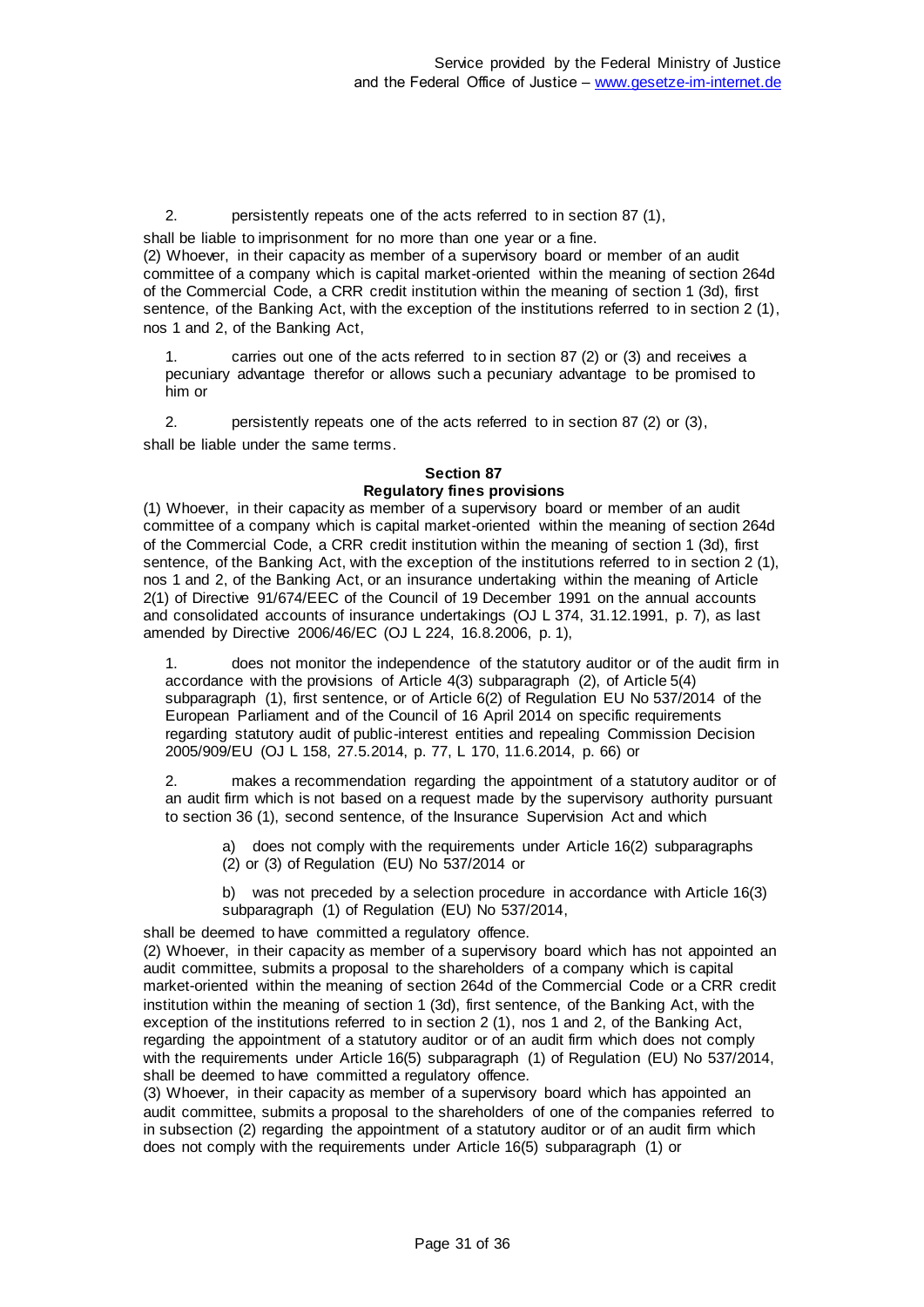2. persistently repeats one of the acts referred to in section 87 (1),

shall be liable to imprisonment for no more than one year or a fine.

(2) Whoever, in their capacity as member of a supervisory board or member of an audit committee of a company which is capital market-oriented within the meaning of section 264d of the Commercial Code, a CRR credit institution within the meaning of section 1 (3d), first sentence, of the Banking Act, with the exception of the institutions referred to in section 2 (1), nos 1 and 2, of the Banking Act,

1. carries out one of the acts referred to in section 87 (2) or (3) and receives a pecuniary advantage therefor or allows such a pecuniary advantage to be promised to him or

2. persistently repeats one of the acts referred to in section 87 (2) or (3),

shall be liable under the same terms.

#### Section 87
#### Regulatory fines provisions

(1) Whoever, in their capacity as member of a supervisory board or member of an audit committee of a company which is capital market-oriented within the meaning of section 264d of the Commercial Code, a CRR credit institution within the meaning of section 1 (3d), first sentence, of the Banking Act, with the exception of the institutions referred to in section 2 (1), nos 1 and 2, of the Banking Act, or an insurance undertaking within the meaning of Article 2(1) of Directive 91/674/EEC of the Council of 19 December 1991 on the annual accounts and consolidated accounts of insurance undertakings (OJ L 374, 31.12.1991, p. 7), as last amended by Directive 2006/46/EC (OJ L 224, 16.8.2006, p. 1),

1. does not monitor the independence of the statutory auditor or of the audit firm in accordance with the provisions of Article 4(3) subparagraph (2), of Article 5(4) subparagraph (1), first sentence, or of Article 6(2) of Regulation EU No 537/2014 of the European Parliament and of the Council of 16 April 2014 on specific requirements regarding statutory audit of public-interest entities and repealing Commission Decision 2005/909/EU (OJ L 158, 27.5.2014, p. 77, L 170, 11.6.2014, p. 66) or

2. makes a recommendation regarding the appointment of a statutory auditor or of an audit firm which is not based on a request made by the supervisory authority pursuant to section 36 (1), second sentence, of the Insurance Supervision Act and which

   a) does not comply with the requirements under Article 16(2) subparagraphs (2) or (3) of Regulation (EU) No 537/2014 or

   b) was not preceded by a selection procedure in accordance with Article 16(3) subparagraph (1) of Regulation (EU) No 537/2014,

shall be deemed to have committed a regulatory offence.

(2) Whoever, in their capacity as member of a supervisory board which has not appointed an audit committee, submits a proposal to the shareholders of a company which is capital market-oriented within the meaning of section 264d of the Commercial Code or a CRR credit institution within the meaning of section 1 (3d), first sentence, of the Banking Act, with the exception of the institutions referred to in section 2 (1), nos 1 and 2, of the Banking Act, regarding the appointment of a statutory auditor or of an audit firm which does not comply with the requirements under Article 16(5) subparagraph (1) of Regulation (EU) No 537/2014, shall be deemed to have committed a regulatory offence.

(3) Whoever, in their capacity as member of a supervisory board which has appointed an audit committee, submits a proposal to the shareholders of one of the companies referred to in subsection (2) regarding the appointment of a statutory auditor or of an audit firm which does not comply with the requirements under Article 16(5) subparagraph (1) or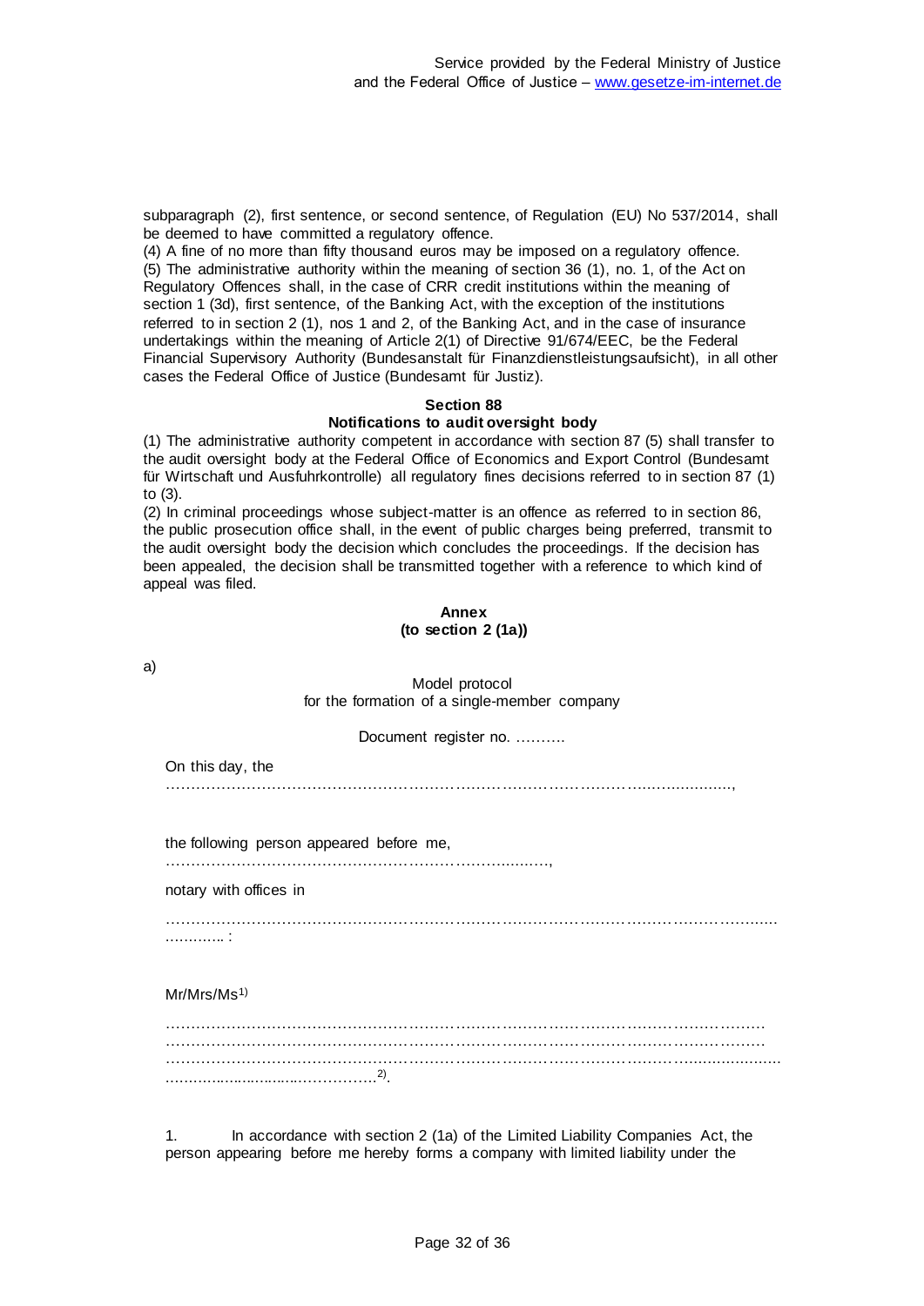subparagraph (2), first sentence, or second sentence, of Regulation (EU) No 537/2014, shall be deemed to have committed a regulatory offence.

(4) A fine of no more than fifty thousand euros may be imposed on a regulatory offence.

(5) The administrative authority within the meaning of section 36 (1), no. 1, of the Act on Regulatory Offences shall, in the case of CRR credit institutions within the meaning of section 1 (3d), first sentence, of the Banking Act, with the exception of the institutions referred to in section 2 (1), nos 1 and 2, of the Banking Act, and in the case of insurance undertakings within the meaning of Article 2(1) of Directive 91/674/EEC, be the Federal Financial Supervisory Authority (Bundesanstalt für Finanzdienstleistungsaufsicht), in all other cases the Federal Office of Justice (Bundesamt für Justiz).

### Section 88
### Notifications to audit oversight body

(1) The administrative authority competent in accordance with section 87 (5) shall transfer to the audit oversight body at the Federal Office of Economics and Export Control (Bundesamt für Wirtschaft und Ausfuhrkontrolle) all regulatory fines decisions referred to in section 87 (1) to (3).

(2) In criminal proceedings whose subject-matter is an offence as referred to in section 86, the public prosecution office shall, in the event of public charges being preferred, transmit to the audit oversight body the decision which concludes the proceedings. If the decision has been appealed, the decision shall be transmitted together with a reference to which kind of appeal was filed.

## Annex
## (to section 2 (1a))

a)

Model protocol
for the formation of a single-member company

Document register no. ……….

On this day, the
…………………………………………………………………………………………………….,

the following person appeared before me,
…………………………………………………………………….,

notary with offices in

……………………………………………………………………………………………………………… …………. :

Mr/Mrs/Ms[1]

………………………………………………………………………………………………………… ………………………………………………………………………………………………………… ………………………………………………………………………………………………………… ……………………………………….[2].

1. In accordance with section 2 (1a) of the Limited Liability Companies Act, the person appearing before me hereby forms a company with limited liability under the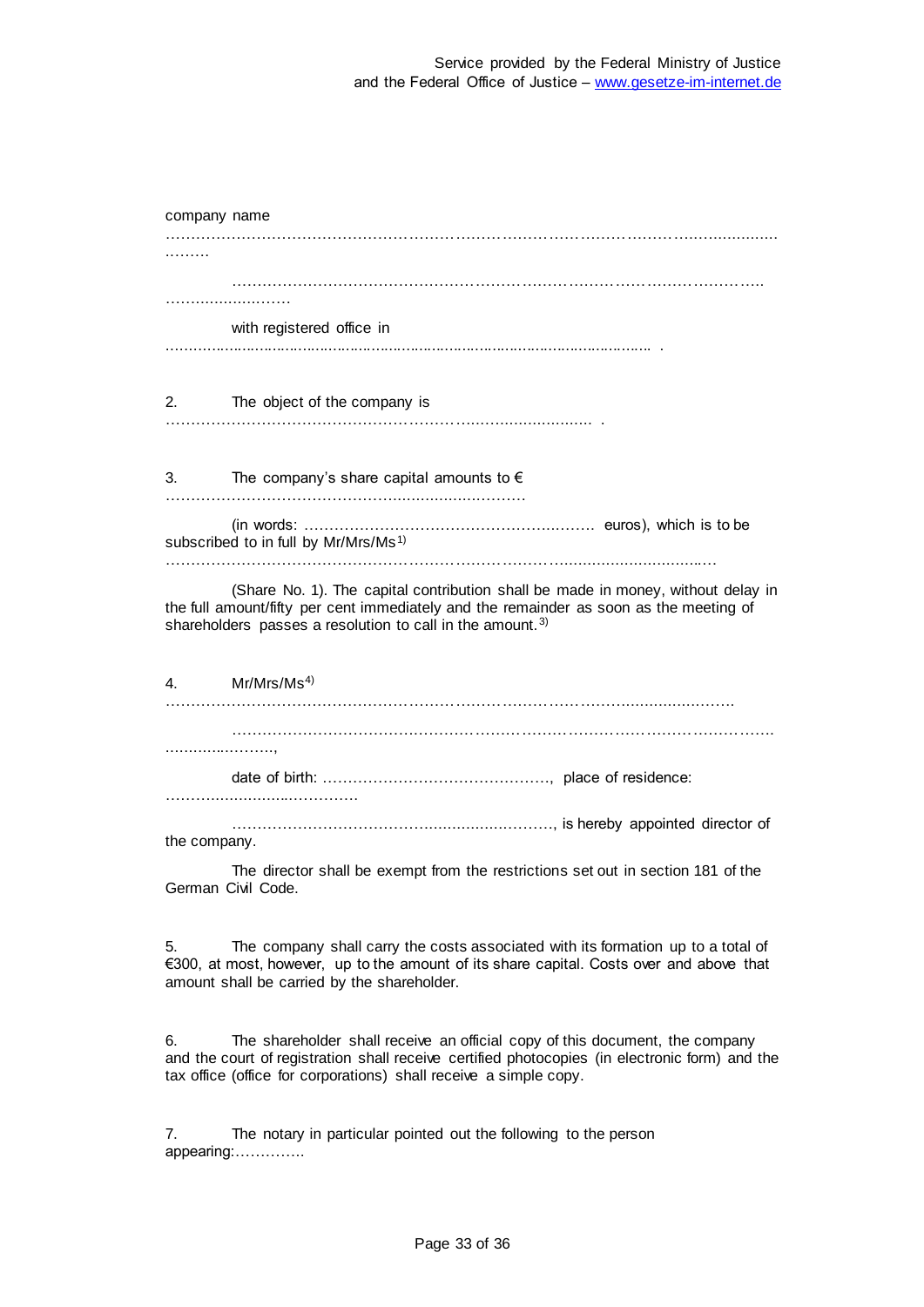company name

……………………………………………………………………………………………………………… ………

…………………………………………………………………………………………………….. ……………………..

with registered office in ………………………………………………………………………………………… .

2. The object of the company is ……………………………………………………………………………. .

3. The company's share capital amounts to € ………………………………………………………………

(in words: ………………………………………………… euros), which is to be subscribed to in full by Mr/Mrs/Ms[1] ……………………………………………………………………………………………………

(Share No. 1). The capital contribution shall be made in money, without delay in the full amount/fifty per cent immediately and the remainder as soon as the meeting of shareholders passes a resolution to call in the amount.[3]

4. Mr/Mrs/Ms[4] ……………………………………………………………………………………………………

…………………………………………………………………………………………………….. ……………………,

date of birth: ………………………………………, place of residence: …………………………………

…………………………………………………………, is hereby appointed director of the company.

The director shall be exempt from the restrictions set out in section 181 of the German Civil Code.

5. The company shall carry the costs associated with its formation up to a total of €300, at most, however, up to the amount of its share capital. Costs over and above that amount shall be carried by the shareholder.

6. The shareholder shall receive an official copy of this document, the company and the court of registration shall receive certified photocopies (in electronic form) and the tax office (office for corporations) shall receive a simple copy.

7. The notary in particular pointed out the following to the person appearing:…………..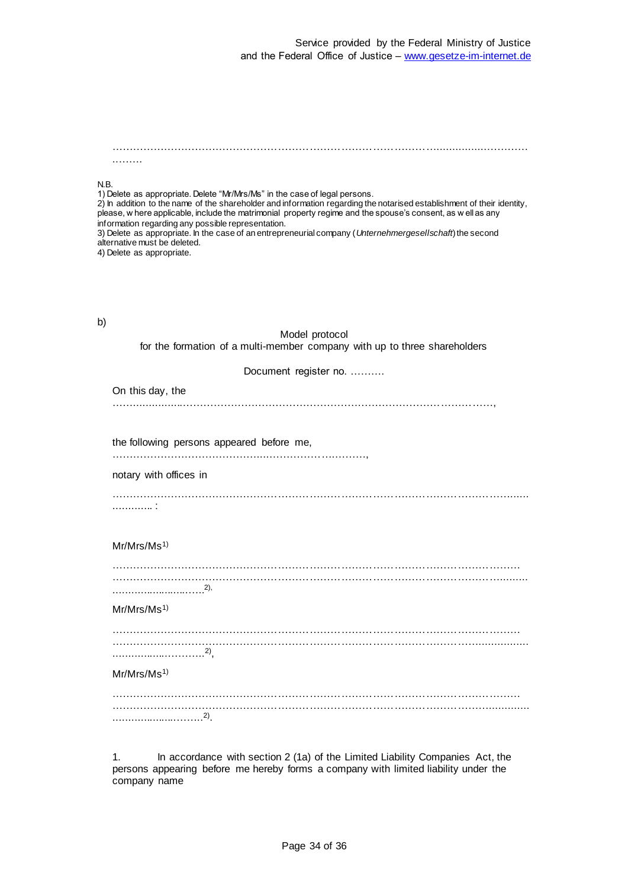………………………………………………………………………………………………………………
………

N.B.
1) Delete as appropriate. Delete "Mr/Mrs/Ms" in the case of legal persons.
2) In addition to the name of the shareholder and information regarding the notarised establishment of their identity, please, where applicable, include the matrimonial property regime and the spouse's consent, as well as any information regarding any possible representation.
3) Delete as appropriate. In the case of an entrepreneurial company (*Unternehmergesellschaft*) the second alternative must be deleted.
4) Delete as appropriate.

b)

Model protocol
for the formation of a multi-member company with up to three shareholders

Document register no. ……….

On this day, the
………………………………………………………………………………………………,

the following persons appeared before me,
…………………………………………………………………,

notary with offices in

………………………………………………………………………………………………………
………….. :

Mr/Mrs/Ms[1)]

………………………………………………………………………………………………………
………………………………………………………………………………………………………
………………………[2)],

Mr/Mrs/Ms[1)]

………………………………………………………………………………………………………
………………………………………………………………………………………………………
………………………[2)],

Mr/Mrs/Ms[1)]

………………………………………………………………………………………………………
………………………………………………………………………………………………………
………………………[2)].

1. In accordance with section 2 (1a) of the Limited Liability Companies Act, the persons appearing before me hereby forms a company with limited liability under the company name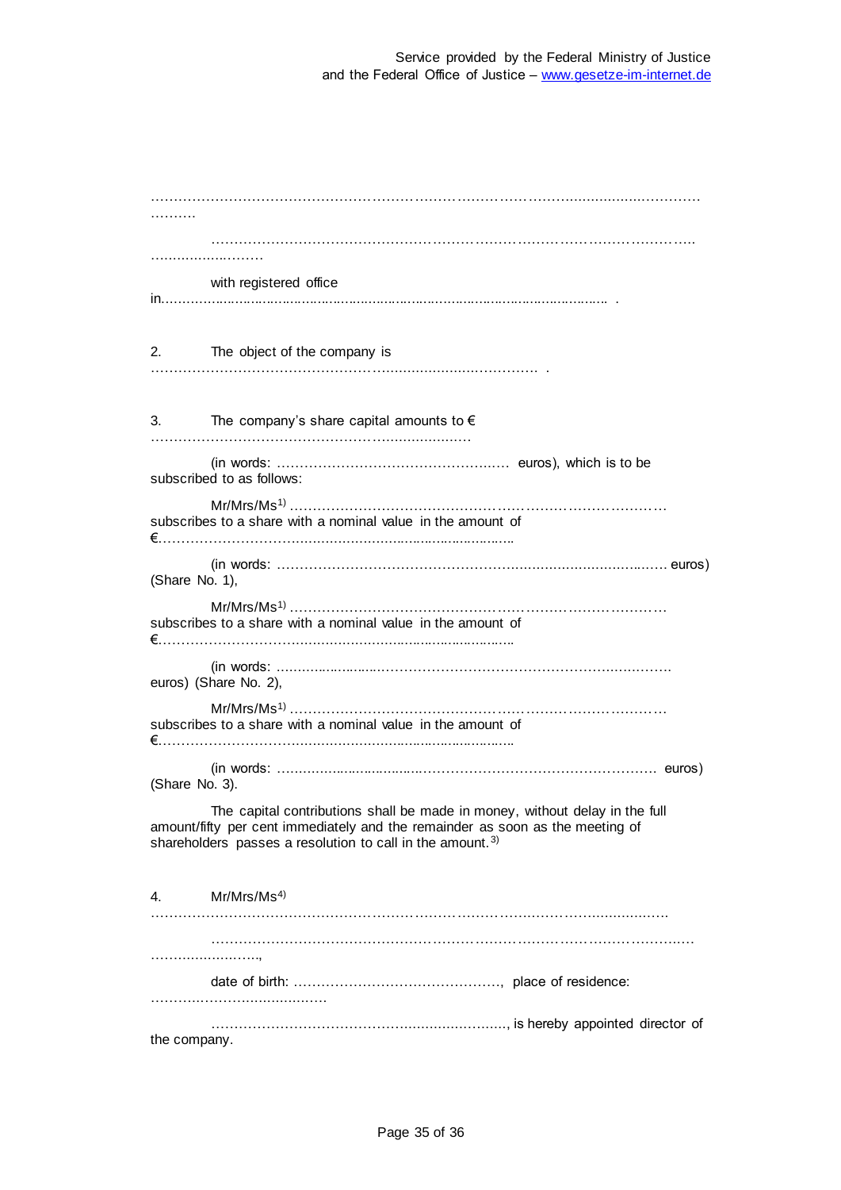………………………………………………………………………………………………………………
……….

………………………………………………………………………………………………..
……………………

with registered office in…………………………………………………………………………………… .

2. The object of the company is …………………………………………………………………… .

3. The company's share capital amounts to € ………………………………………………………………

(in words: …………………………………………… euros), which is to be subscribed to as follows:

Mr/Mrs/Ms[1] ………………………………………………………………………… subscribes to a share with a nominal value in the amount of €……………………………………………………………………………

(in words: ……………………………………………………………………………… euros) (Share No. 1),

Mr/Mrs/Ms[1] ………………………………………………………………………… subscribes to a share with a nominal value in the amount of €……………………………………………………………………………

(in words: ……………………………………………………………………………… euros) (Share No. 2),

Mr/Mrs/Ms[1] ………………………………………………………………………… subscribes to a share with a nominal value in the amount of €……………………………………………………………………………

(in words: ……………………………………………………………………………… euros) (Share No. 3).

The capital contributions shall be made in money, without delay in the full amount/fifty per cent immediately and the remainder as soon as the meeting of shareholders passes a resolution to call in the amount.[3]

4. Mr/Mrs/Ms[4] ………………………………………………………………………………………………

………………………………………………………………………………………………
……………………,

date of birth: ………………………………………, place of residence: ……………………………………

………………………………………………………………, is hereby appointed director of the company.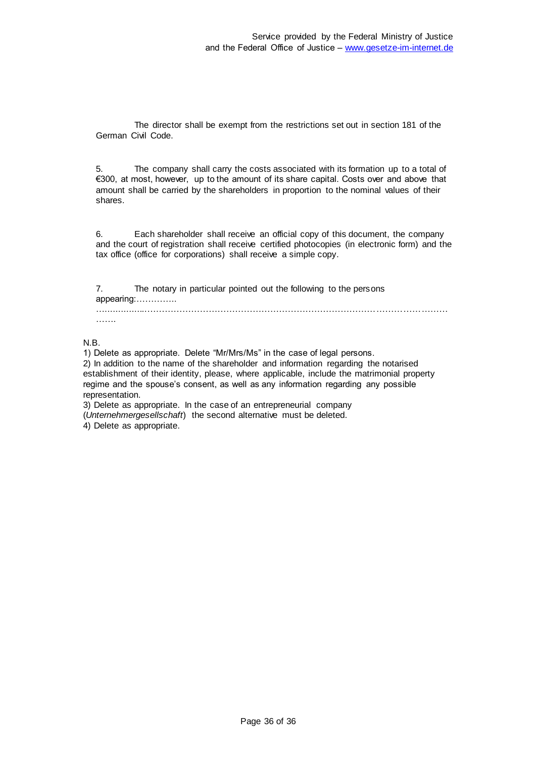The director shall be exempt from the restrictions set out in section 181 of the German Civil Code.

5. The company shall carry the costs associated with its formation up to a total of €300, at most, however, up to the amount of its share capital. Costs over and above that amount shall be carried by the shareholders in proportion to the nominal values of their shares.

6. Each shareholder shall receive an official copy of this document, the company and the court of registration shall receive certified photocopies (in electronic form) and the tax office (office for corporations) shall receive a simple copy.

7. The notary in particular pointed out the following to the persons appearing:…………..
……………………………………………………………………………………………………………
…….

N.B.
1) Delete as appropriate. Delete “Mr/Mrs/Ms” in the case of legal persons.
2) In addition to the name of the shareholder and information regarding the notarised establishment of their identity, please, where applicable, include the matrimonial property regime and the spouse’s consent, as well as any information regarding any possible representation.
3) Delete as appropriate. In the case of an entrepreneurial company (*Unternehmergesellschaft*) the second alternative must be deleted.
4) Delete as appropriate.